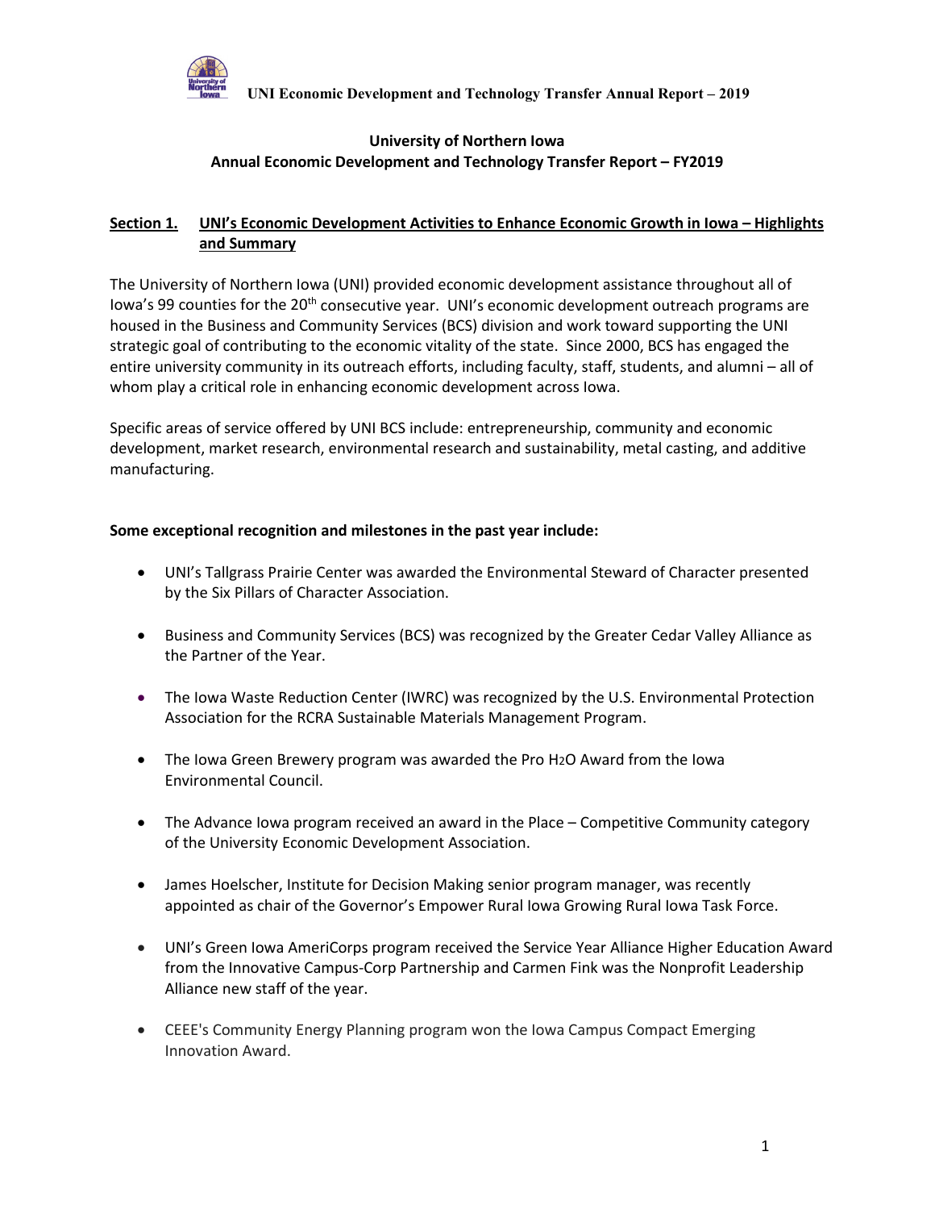# University of Northern Iowa
## Annual Economic Development and Technology Transfer Report – FY2019

## Section 1. UNI's Economic Development Activities to Enhance Economic Growth in Iowa – Highlights and Summary

The University of Northern Iowa (UNI) provided economic development assistance throughout all of Iowa's 99 counties for the 20th consecutive year. UNI's economic development outreach programs are housed in the Business and Community Services (BCS) division and work toward supporting the UNI strategic goal of contributing to the economic vitality of the state. Since 2000, BCS has engaged the entire university community in its outreach efforts, including faculty, staff, students, and alumni – all of whom play a critical role in enhancing economic development across Iowa.

Specific areas of service offered by UNI BCS include: entrepreneurship, community and economic development, market research, environmental research and sustainability, metal casting, and additive manufacturing.

**Some exceptional recognition and milestones in the past year include:**

- UNI's Tallgrass Prairie Center was awarded the Environmental Steward of Character presented by the Six Pillars of Character Association.
- Business and Community Services (BCS) was recognized by the Greater Cedar Valley Alliance as the Partner of the Year.
- The Iowa Waste Reduction Center (IWRC) was recognized by the U.S. Environmental Protection Association for the RCRA Sustainable Materials Management Program.
- The Iowa Green Brewery program was awarded the Pro $H_2O$ Award from the Iowa Environmental Council.
- The Advance Iowa program received an award in the Place – Competitive Community category of the University Economic Development Association.
- James Hoelscher, Institute for Decision Making senior program manager, was recently appointed as chair of the Governor's Empower Rural Iowa Growing Rural Iowa Task Force.
- UNI's Green Iowa AmeriCorps program received the Service Year Alliance Higher Education Award from the Innovative Campus-Corp Partnership and Carmen Fink was the Nonprofit Leadership Alliance new staff of the year.
- CEEE's Community Energy Planning program won the Iowa Campus Compact Emerging Innovation Award.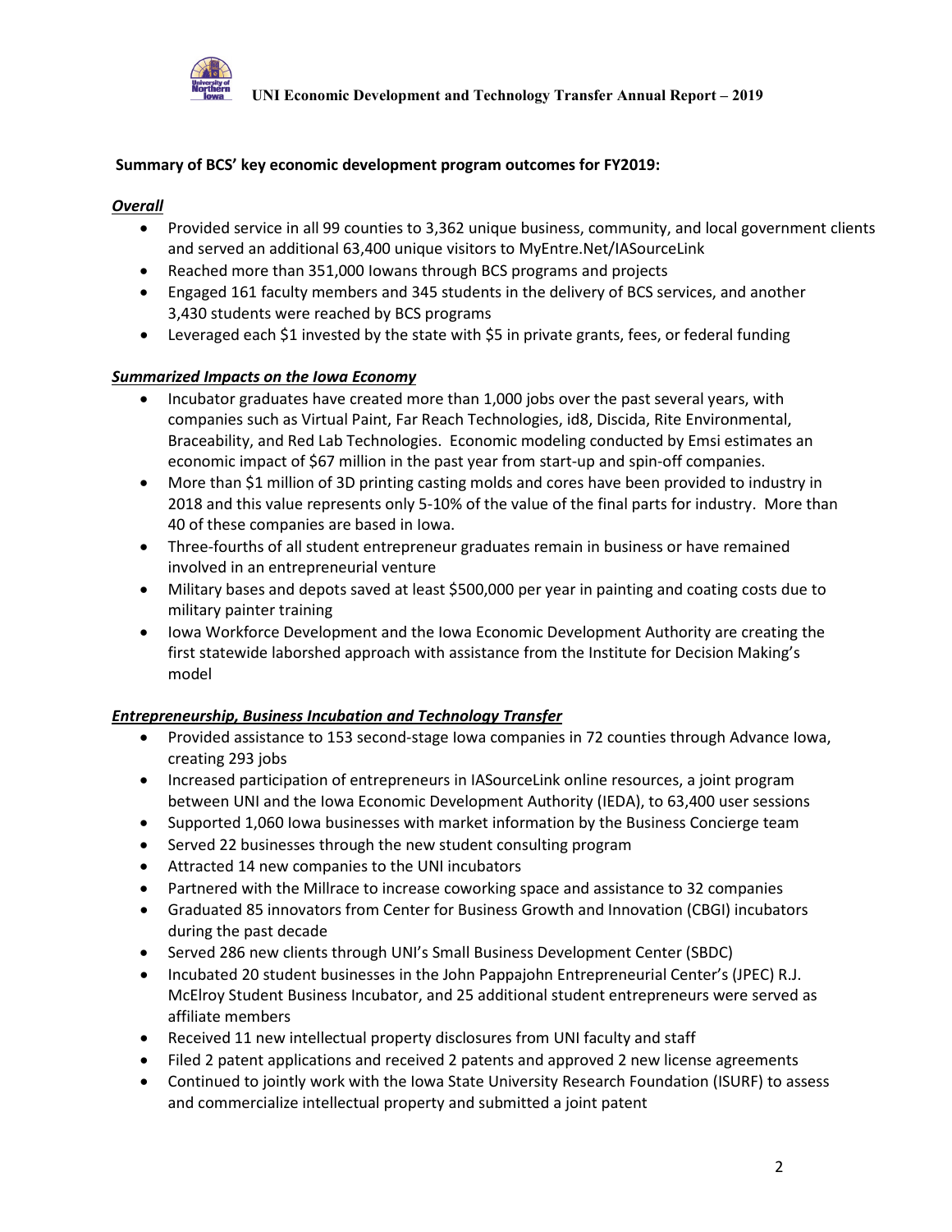**Summary of BCS' key economic development program outcomes for FY2019:**

***Overall***

- Provided service in all 99 counties to 3,362 unique business, community, and local government clients and served an additional 63,400 unique visitors to MyEntre.Net/IASourceLink
- Reached more than 351,000 Iowans through BCS programs and projects
- Engaged 161 faculty members and 345 students in the delivery of BCS services, and another 3,430 students were reached by BCS programs
- Leveraged each $1 invested by the state with $5 in private grants, fees, or federal funding

***Summarized Impacts on the Iowa Economy***

- Incubator graduates have created more than 1,000 jobs over the past several years, with companies such as Virtual Paint, Far Reach Technologies, id8, Discida, Rite Environmental, Braceability, and Red Lab Technologies. Economic modeling conducted by Emsi estimates an economic impact of $67 million in the past year from start-up and spin-off companies.
- More than $1 million of 3D printing casting molds and cores have been provided to industry in 2018 and this value represents only 5-10% of the value of the final parts for industry. More than 40 of these companies are based in Iowa.
- Three-fourths of all student entrepreneur graduates remain in business or have remained involved in an entrepreneurial venture
- Military bases and depots saved at least $500,000 per year in painting and coating costs due to military painter training
- Iowa Workforce Development and the Iowa Economic Development Authority are creating the first statewide laborshed approach with assistance from the Institute for Decision Making's model

***Entrepreneurship, Business Incubation and Technology Transfer***

- Provided assistance to 153 second-stage Iowa companies in 72 counties through Advance Iowa, creating 293 jobs
- Increased participation of entrepreneurs in IASourceLink online resources, a joint program between UNI and the Iowa Economic Development Authority (IEDA), to 63,400 user sessions
- Supported 1,060 Iowa businesses with market information by the Business Concierge team
- Served 22 businesses through the new student consulting program
- Attracted 14 new companies to the UNI incubators
- Partnered with the Millrace to increase coworking space and assistance to 32 companies
- Graduated 85 innovators from Center for Business Growth and Innovation (CBGI) incubators during the past decade
- Served 286 new clients through UNI's Small Business Development Center (SBDC)
- Incubated 20 student businesses in the John Pappajohn Entrepreneurial Center's (JPEC) R.J. McElroy Student Business Incubator, and 25 additional student entrepreneurs were served as affiliate members
- Received 11 new intellectual property disclosures from UNI faculty and staff
- Filed 2 patent applications and received 2 patents and approved 2 new license agreements
- Continued to jointly work with the Iowa State University Research Foundation (ISURF) to assess and commercialize intellectual property and submitted a joint patent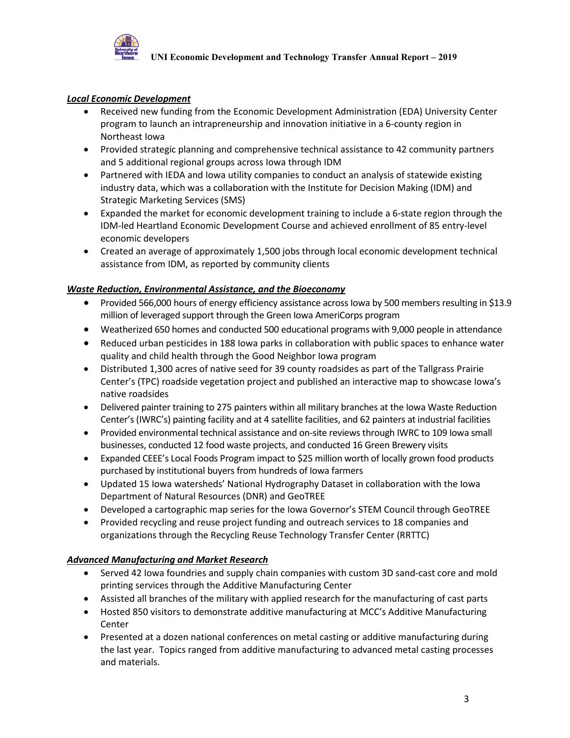### ***Local Economic Development***

- Received new funding from the Economic Development Administration (EDA) University Center program to launch an intrapreneurship and innovation initiative in a 6-county region in Northeast Iowa
- Provided strategic planning and comprehensive technical assistance to 42 community partners and 5 additional regional groups across Iowa through IDM
- Partnered with IEDA and Iowa utility companies to conduct an analysis of statewide existing industry data, which was a collaboration with the Institute for Decision Making (IDM) and Strategic Marketing Services (SMS)
- Expanded the market for economic development training to include a 6-state region through the IDM-led Heartland Economic Development Course and achieved enrollment of 85 entry-level economic developers
- Created an average of approximately 1,500 jobs through local economic development technical assistance from IDM, as reported by community clients

### ***Waste Reduction, Environmental Assistance, and the Bioeconomy***

- Provided 566,000 hours of energy efficiency assistance across Iowa by 500 members resulting in $13.9 million of leveraged support through the Green Iowa AmeriCorps program
- Weatherized 650 homes and conducted 500 educational programs with 9,000 people in attendance
- Reduced urban pesticides in 188 Iowa parks in collaboration with public spaces to enhance water quality and child health through the Good Neighbor Iowa program
- Distributed 1,300 acres of native seed for 39 county roadsides as part of the Tallgrass Prairie Center's (TPC) roadside vegetation project and published an interactive map to showcase Iowa's native roadsides
- Delivered painter training to 275 painters within all military branches at the Iowa Waste Reduction Center's (IWRC's) painting facility and at 4 satellite facilities, and 62 painters at industrial facilities
- Provided environmental technical assistance and on-site reviews through IWRC to 109 Iowa small businesses, conducted 12 food waste projects, and conducted 16 Green Brewery visits
- Expanded CEEE's Local Foods Program impact to $25 million worth of locally grown food products purchased by institutional buyers from hundreds of Iowa farmers
- Updated 15 Iowa watersheds' National Hydrography Dataset in collaboration with the Iowa Department of Natural Resources (DNR) and GeoTREE
- Developed a cartographic map series for the Iowa Governor's STEM Council through GeoTREE
- Provided recycling and reuse project funding and outreach services to 18 companies and organizations through the Recycling Reuse Technology Transfer Center (RRTTC)

### ***Advanced Manufacturing and Market Research***

- Served 42 Iowa foundries and supply chain companies with custom 3D sand-cast core and mold printing services through the Additive Manufacturing Center
- Assisted all branches of the military with applied research for the manufacturing of cast parts
- Hosted 850 visitors to demonstrate additive manufacturing at MCC's Additive Manufacturing Center
- Presented at a dozen national conferences on metal casting or additive manufacturing during the last year. Topics ranged from additive manufacturing to advanced metal casting processes and materials.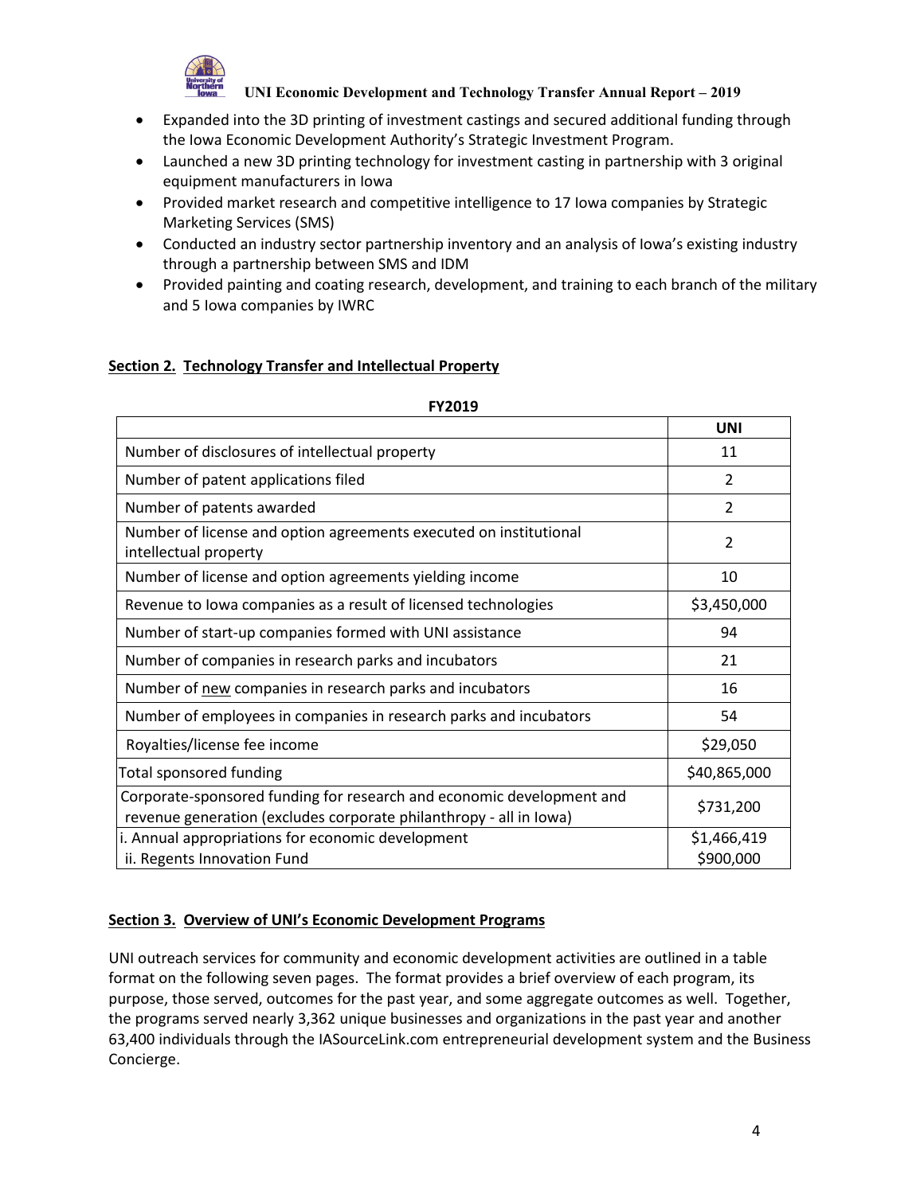- Expanded into the 3D printing of investment castings and secured additional funding through the Iowa Economic Development Authority's Strategic Investment Program.
- Launched a new 3D printing technology for investment casting in partnership with 3 original equipment manufacturers in Iowa
- Provided market research and competitive intelligence to 17 Iowa companies by Strategic Marketing Services (SMS)
- Conducted an industry sector partnership inventory and an analysis of Iowa's existing industry through a partnership between SMS and IDM
- Provided painting and coating research, development, and training to each branch of the military and 5 Iowa companies by IWRC

## Section 2. Technology Transfer and Intellectual Property

**FY2019**

| | UNI |
|---|---|
| Number of disclosures of intellectual property | 11 |
| Number of patent applications filed | 2 |
| Number of patents awarded | 2 |
| Number of license and option agreements executed on institutional intellectual property | 2 |
| Number of license and option agreements yielding income | 10 |
| Revenue to Iowa companies as a result of licensed technologies | $3,450,000 |
| Number of start-up companies formed with UNI assistance | 94 |
| Number of companies in research parks and incubators | 21 |
| Number of new companies in research parks and incubators | 16 |
| Number of employees in companies in research parks and incubators | 54 |
| Royalties/license fee income | $29,050 |
| Total sponsored funding | $40,865,000 |
| Corporate-sponsored funding for research and economic development and revenue generation (excludes corporate philanthropy - all in Iowa) | $731,200 |
| i. Annual appropriations for economic development<br>ii. Regents Innovation Fund | $1,466,419<br>$900,000 |

## Section 3. Overview of UNI's Economic Development Programs

UNI outreach services for community and economic development activities are outlined in a table format on the following seven pages. The format provides a brief overview of each program, its purpose, those served, outcomes for the past year, and some aggregate outcomes as well. Together, the programs served nearly 3,362 unique businesses and organizations in the past year and another 63,400 individuals through the IASourceLink.com entrepreneurial development system and the Business Concierge.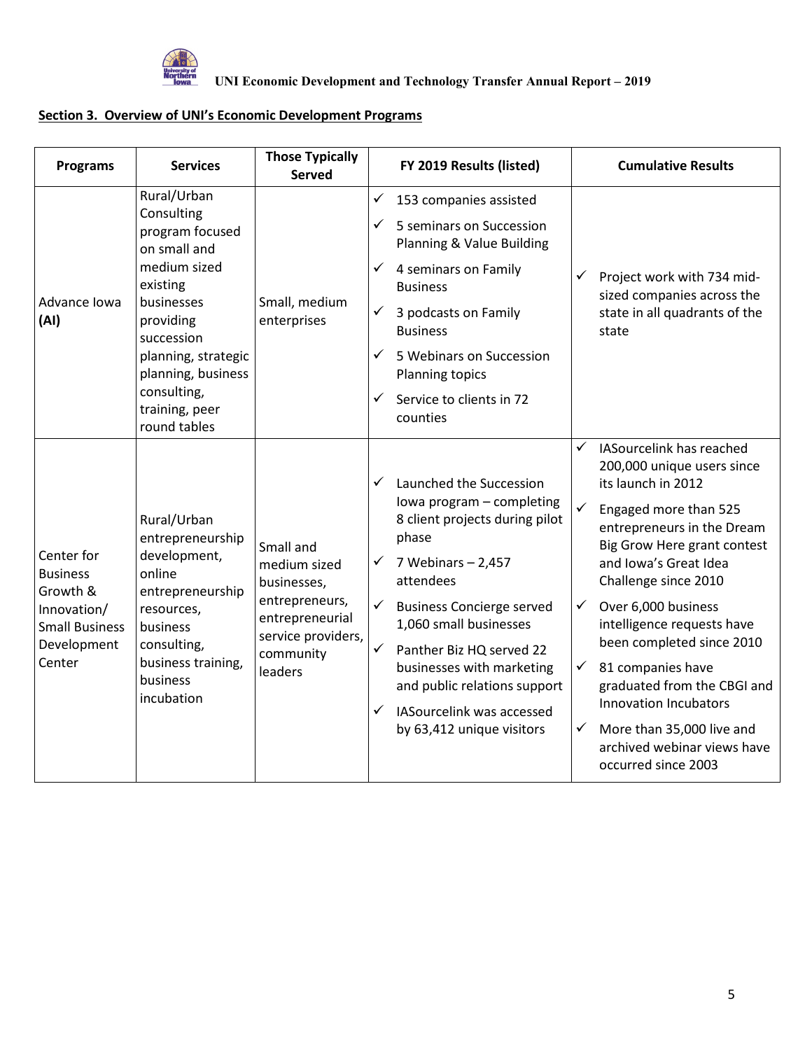## Section 3. Overview of UNI's Economic Development Programs

| Programs | Services | Those Typically Served | FY 2019 Results (listed) | Cumulative Results |
|---|---|---|---|---|
| Advance Iowa **(AI)** | Rural/Urban Consulting program focused on small and medium sized existing businesses providing succession planning, strategic planning, business consulting, training, peer round tables | Small, medium enterprises | ✓ 153 companies assisted<br>✓ 5 seminars on Succession Planning & Value Building<br>✓ 4 seminars on Family Business<br>✓ 3 podcasts on Family Business<br>✓ 5 Webinars on Succession Planning topics<br>✓ Service to clients in 72 counties | ✓ Project work with 734 mid-sized companies across the state in all quadrants of the state |
| Center for Business Growth & Innovation/ Small Business Development Center | Rural/Urban entrepreneurship development, online entrepreneurship resources, business consulting, business training, business incubation | Small and medium sized businesses, entrepreneurs, entrepreneurial service providers, community leaders | ✓ Launched the Succession Iowa program – completing 8 client projects during pilot phase<br>✓ 7 Webinars – 2,457 attendees<br>✓ Business Concierge served 1,060 small businesses<br>✓ Panther Biz HQ served 22 businesses with marketing and public relations support<br>✓ IASourcelink was accessed by 63,412 unique visitors | ✓ IASourcelink has reached 200,000 unique users since its launch in 2012<br>✓ Engaged more than 525 entrepreneurs in the Dream Big Grow Here grant contest and Iowa's Great Idea Challenge since 2010<br>✓ Over 6,000 business intelligence requests have been completed since 2010<br>✓ 81 companies have graduated from the CBGI and Innovation Incubators<br>✓ More than 35,000 live and archived webinar views have occurred since 2003 |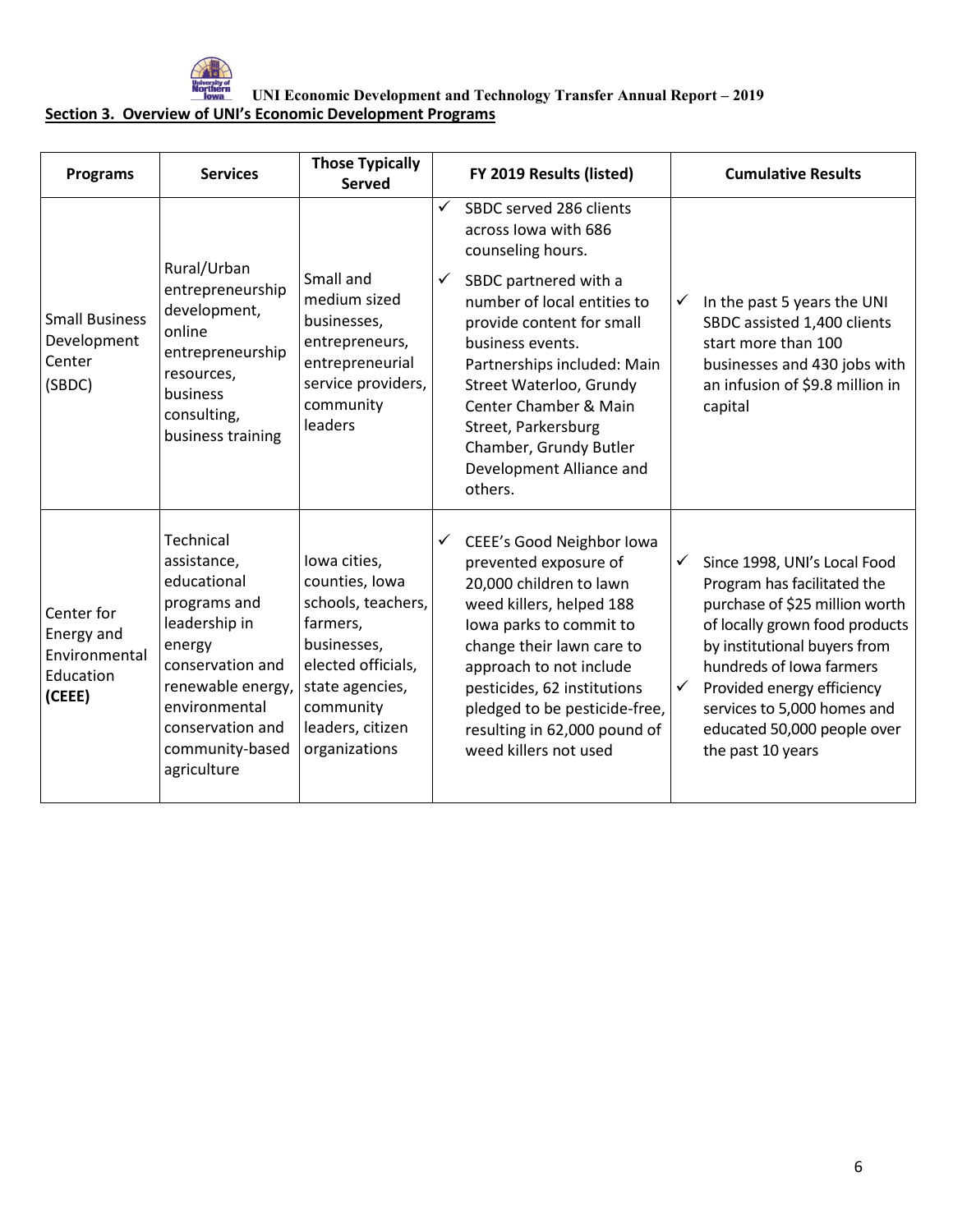UNI Economic Development and Technology Transfer Annual Report – 2019

**Section 3. Overview of UNI's Economic Development Programs**

| Programs | Services | Those Typically Served | FY 2019 Results (listed) | Cumulative Results |
|---|---|---|---|---|
| Small Business Development Center (SBDC) | Rural/Urban entrepreneurship development, online entrepreneurship resources, business consulting, business training | Small and medium sized businesses, entrepreneurs, entrepreneurial service providers, community leaders | ✓ SBDC served 286 clients across Iowa with 686 counseling hours.<br>✓ SBDC partnered with a number of local entities to provide content for small business events. Partnerships included: Main Street Waterloo, Grundy Center Chamber & Main Street, Parkersburg Chamber, Grundy Butler Development Alliance and others. | ✓ In the past 5 years the UNI SBDC assisted 1,400 clients start more than 100 businesses and 430 jobs with an infusion of $9.8 million in capital |
| Center for Energy and Environmental Education **(CEEE)** | Technical assistance, educational programs and leadership in energy conservation and renewable energy, environmental conservation and community-based agriculture | Iowa cities, counties, Iowa schools, teachers, farmers, businesses, elected officials, state agencies, community leaders, citizen organizations | ✓ CEEE's Good Neighbor Iowa prevented exposure of 20,000 children to lawn weed killers, helped 188 Iowa parks to commit to change their lawn care to approach to not include pesticides, 62 institutions pledged to be pesticide-free, resulting in 62,000 pound of weed killers not used | ✓ Since 1998, UNI's Local Food Program has facilitated the purchase of $25 million worth of locally grown food products by institutional buyers from hundreds of Iowa farmers<br>✓ Provided energy efficiency services to 5,000 homes and educated 50,000 people over the past 10 years |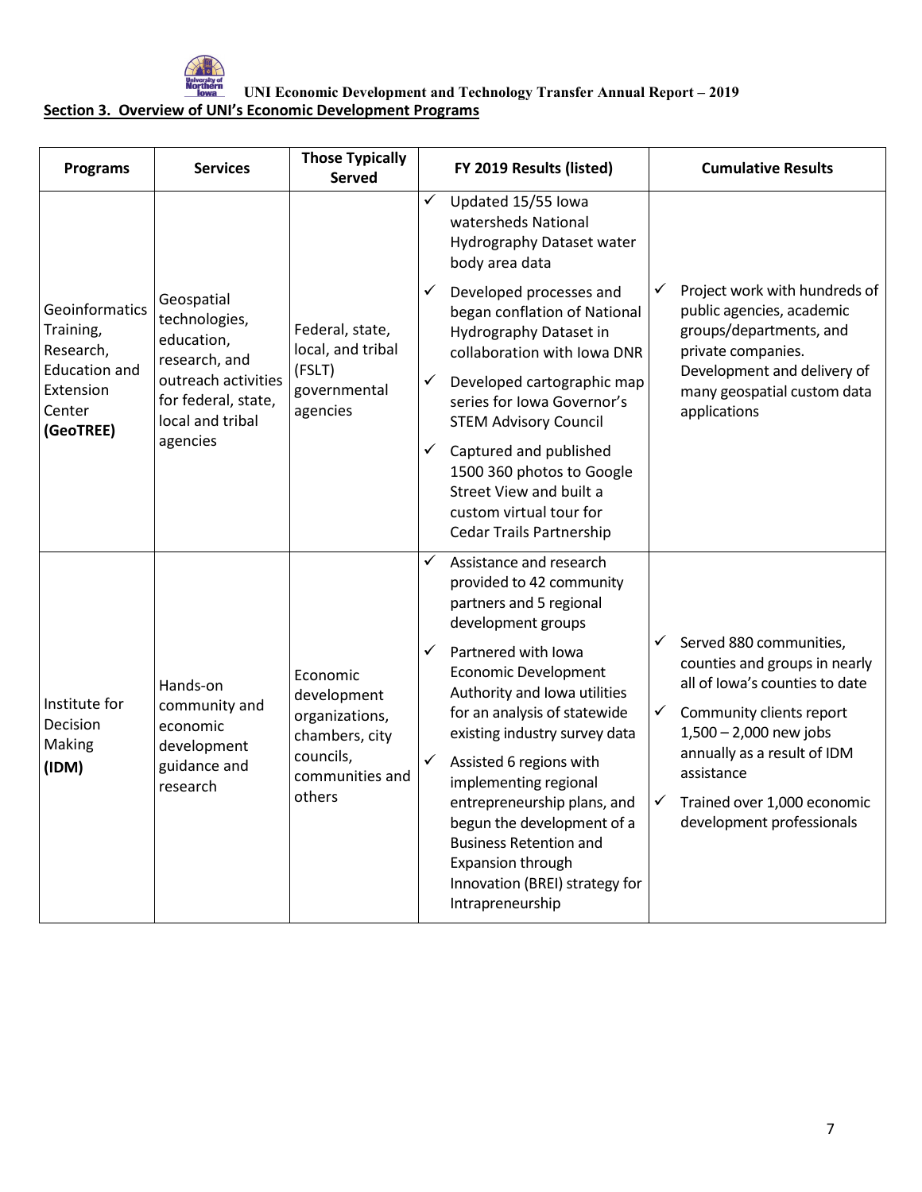## Section 3. Overview of UNI's Economic Development Programs

| Programs | Services | Those Typically Served | FY 2019 Results (listed) | Cumulative Results |
|---|---|---|---|---|
| Geoinformatics Training, Research, Education and Extension Center **(GeoTREE)** | Geospatial technologies, education, research, and outreach activities for federal, state, local and tribal agencies | Federal, state, local, and tribal (FSLT) governmental agencies | ✓ Updated 15/55 Iowa watersheds National Hydrography Dataset water body area data<br>✓ Developed processes and began conflation of National Hydrography Dataset in collaboration with Iowa DNR<br>✓ Developed cartographic map series for Iowa Governor's STEM Advisory Council<br>✓ Captured and published 1500 360 photos to Google Street View and built a custom virtual tour for Cedar Trails Partnership | ✓ Project work with hundreds of public agencies, academic groups/departments, and private companies. Development and delivery of many geospatial custom data applications |
| Institute for Decision Making **(IDM)** | Hands-on community and economic development guidance and research | Economic development organizations, chambers, city councils, communities and others | ✓ Assistance and research provided to 42 community partners and 5 regional development groups<br>✓ Partnered with Iowa Economic Development Authority and Iowa utilities for an analysis of statewide existing industry survey data<br>✓ Assisted 6 regions with implementing regional entrepreneurship plans, and begun the development of a Business Retention and Expansion through Innovation (BREI) strategy for Intrapreneurship | ✓ Served 880 communities, counties and groups in nearly all of Iowa's counties to date<br>✓ Community clients report 1,500 – 2,000 new jobs annually as a result of IDM assistance<br>✓ Trained over 1,000 economic development professionals |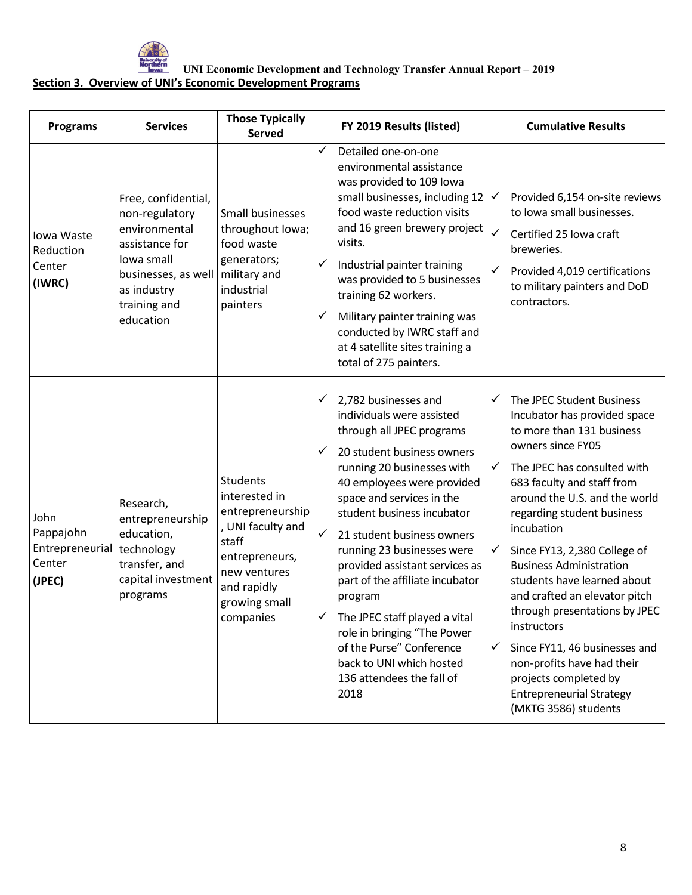## Section 3. Overview of UNI's Economic Development Programs

| Programs | Services | Those Typically Served | FY 2019 Results (listed) | Cumulative Results |
|---|---|---|---|---|
| Iowa Waste Reduction Center **(IWRC)** | Free, confidential, non-regulatory environmental assistance for Iowa small businesses, as well as industry training and education | Small businesses throughout Iowa; food waste generators; military and industrial painters | ✓ Detailed one-on-one environmental assistance was provided to 109 Iowa small businesses, including 12 food waste reduction visits and 16 green brewery project visits.<br>✓ Industrial painter training was provided to 5 businesses training 62 workers.<br>✓ Military painter training was conducted by IWRC staff and at 4 satellite sites training a total of 275 painters. | ✓ Provided 6,154 on-site reviews to Iowa small businesses.<br>✓ Certified 25 Iowa craft breweries.<br>✓ Provided 4,019 certifications to military painters and DoD contractors. |
| John Pappajohn Entrepreneurial Center **(JPEC)** | Research, entrepreneurship education, technology transfer, and capital investment programs | Students interested in entrepreneurship, UNI faculty and staff entrepreneurs, new ventures and rapidly growing small companies | ✓ 2,782 businesses and individuals were assisted through all JPEC programs<br>✓ 20 student business owners running 20 businesses with 40 employees were provided space and services in the student business incubator<br>✓ 21 student business owners running 23 businesses were provided assistant services as part of the affiliate incubator program<br>✓ The JPEC staff played a vital role in bringing "The Power of the Purse" Conference back to UNI which hosted 136 attendees the fall of 2018 | ✓ The JPEC Student Business Incubator has provided space to more than 131 business owners since FY05<br>✓ The JPEC has consulted with 683 faculty and staff from around the U.S. and the world regarding student business incubation<br>✓ Since FY13, 2,380 College of Business Administration students have learned about and crafted an elevator pitch through presentations by JPEC instructors<br>✓ Since FY11, 46 businesses and non-profits have had their projects completed by Entrepreneurial Strategy (MKTG 3586) students |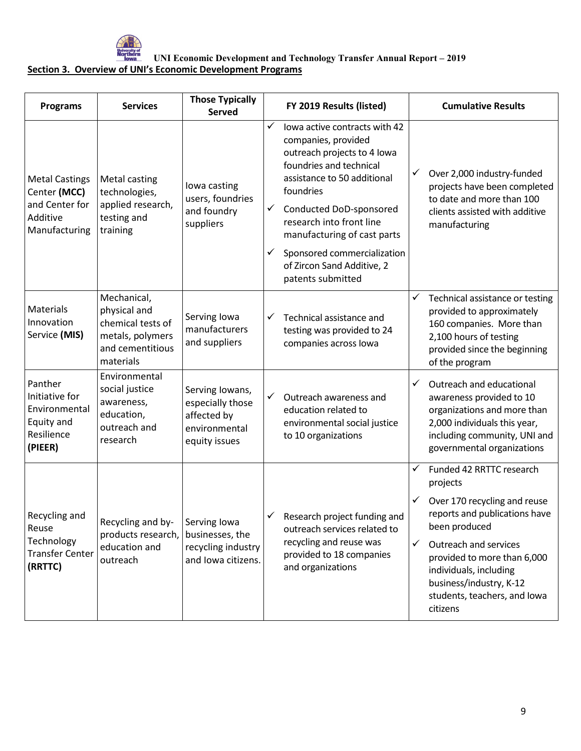## Section 3. Overview of UNI's Economic Development Programs

| Programs | Services | Those Typically Served | FY 2019 Results (listed) | Cumulative Results |
|---|---|---|---|---|
| Metal Castings Center **(MCC)** and Center for Additive Manufacturing | Metal casting technologies, applied research, testing and training | Iowa casting users, foundries and foundry suppliers | ✓ Iowa active contracts with 42 companies, provided outreach projects to 4 Iowa foundries and technical assistance to 50 additional foundries<br>✓ Conducted DoD-sponsored research into front line manufacturing of cast parts<br>✓ Sponsored commercialization of Zircon Sand Additive, 2 patents submitted | ✓ Over 2,000 industry-funded projects have been completed to date and more than 100 clients assisted with additive manufacturing |
| Materials Innovation Service **(MIS)** | Mechanical, physical and chemical tests of metals, polymers and cementitious materials | Serving Iowa manufacturers and suppliers | ✓ Technical assistance and testing was provided to 24 companies across Iowa | ✓ Technical assistance or testing provided to approximately 160 companies. More than 2,100 hours of testing provided since the beginning of the program |
| Panther Initiative for Environmental Equity and Resilience **(PIEER)** | Environmental social justice awareness, education, outreach and research | Serving Iowans, especially those affected by environmental equity issues | ✓ Outreach awareness and education related to environmental social justice to 10 organizations | ✓ Outreach and educational awareness provided to 10 organizations and more than 2,000 individuals this year, including community, UNI and governmental organizations |
| Recycling and Reuse Technology Transfer Center **(RRTTC)** | Recycling and by-products research, education and outreach | Serving Iowa businesses, the recycling industry and Iowa citizens. | ✓ Research project funding and outreach services related to recycling and reuse was provided to 18 companies and organizations | ✓ Funded 42 RRTTC research projects<br>✓ Over 170 recycling and reuse reports and publications have been produced<br>✓ Outreach and services provided to more than 6,000 individuals, including business/industry, K-12 students, teachers, and Iowa citizens |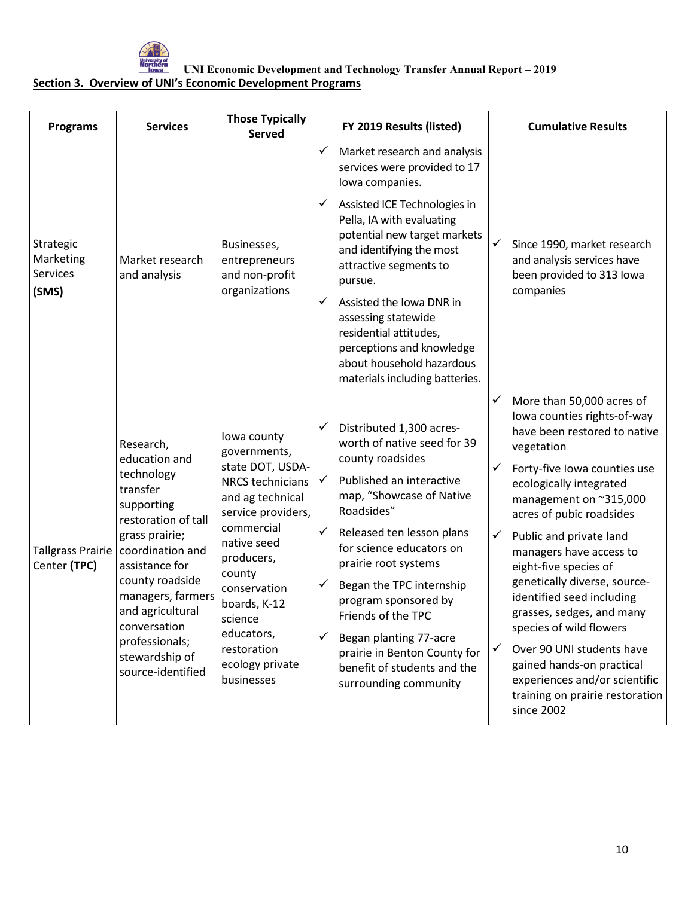UNI Economic Development and Technology Transfer Annual Report – 2019

## Section 3. Overview of UNI's Economic Development Programs

| Programs | Services | Those Typically Served | FY 2019 Results (listed) | Cumulative Results |
|---|---|---|---|---|
| Strategic Marketing Services **(SMS)** | Market research and analysis | Businesses, entrepreneurs and non-profit organizations | ✓ Market research and analysis services were provided to 17 Iowa companies.<br>✓ Assisted ICE Technologies in Pella, IA with evaluating potential new target markets and identifying the most attractive segments to pursue.<br>✓ Assisted the Iowa DNR in assessing statewide residential attitudes, perceptions and knowledge about household hazardous materials including batteries. | ✓ Since 1990, market research and analysis services have been provided to 313 Iowa companies |
| Tallgrass Prairie Center **(TPC)** | Research, education and technology transfer supporting restoration of tall grass prairie; coordination and assistance for county roadside managers, farmers and agricultural conversation professionals; stewardship of source-identified | Iowa county governments, state DOT, USDA-NRCS technicians and ag technical service providers, commercial native seed producers, county conservation boards, K-12 science educators, restoration ecology private businesses | ✓ Distributed 1,300 acres-worth of native seed for 39 county roadsides<br>✓ Published an interactive map, "Showcase of Native Roadsides"<br>✓ Released ten lesson plans for science educators on prairie root systems<br>✓ Began the TPC internship program sponsored by Friends of the TPC<br>✓ Began planting 77-acre prairie in Benton County for benefit of students and the surrounding community | ✓ More than 50,000 acres of Iowa counties rights-of-way have been restored to native vegetation<br>✓ Forty-five Iowa counties use ecologically integrated management on ~315,000 acres of pubic roadsides<br>✓ Public and private land managers have access to eight-five species of genetically diverse, source-identified seed including grasses, sedges, and many species of wild flowers<br>✓ Over 90 UNI students have gained hands-on practical experiences and/or scientific training on prairie restoration since 2002 |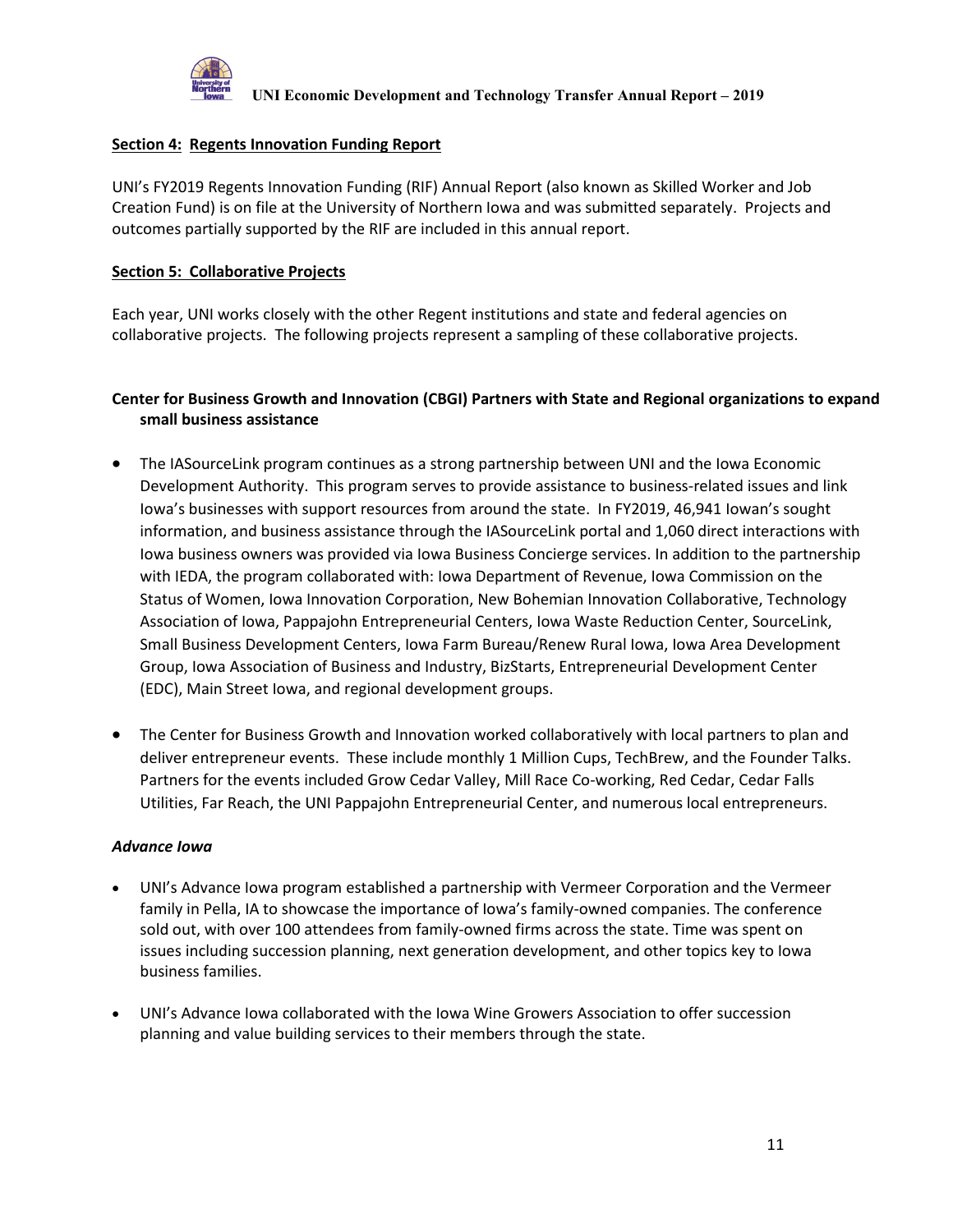## Section 4: Regents Innovation Funding Report

UNI's FY2019 Regents Innovation Funding (RIF) Annual Report (also known as Skilled Worker and Job Creation Fund) is on file at the University of Northern Iowa and was submitted separately. Projects and outcomes partially supported by the RIF are included in this annual report.

## Section 5: Collaborative Projects

Each year, UNI works closely with the other Regent institutions and state and federal agencies on collaborative projects. The following projects represent a sampling of these collaborative projects.

### Center for Business Growth and Innovation (CBGI) Partners with State and Regional organizations to expand small business assistance

- The IASourceLink program continues as a strong partnership between UNI and the Iowa Economic Development Authority. This program serves to provide assistance to business-related issues and link Iowa's businesses with support resources from around the state. In FY2019, 46,941 Iowan's sought information, and business assistance through the IASourceLink portal and 1,060 direct interactions with Iowa business owners was provided via Iowa Business Concierge services. In addition to the partnership with IEDA, the program collaborated with: Iowa Department of Revenue, Iowa Commission on the Status of Women, Iowa Innovation Corporation, New Bohemian Innovation Collaborative, Technology Association of Iowa, Pappajohn Entrepreneurial Centers, Iowa Waste Reduction Center, SourceLink, Small Business Development Centers, Iowa Farm Bureau/Renew Rural Iowa, Iowa Area Development Group, Iowa Association of Business and Industry, BizStarts, Entrepreneurial Development Center (EDC), Main Street Iowa, and regional development groups.
- The Center for Business Growth and Innovation worked collaboratively with local partners to plan and deliver entrepreneur events. These include monthly 1 Million Cups, TechBrew, and the Founder Talks. Partners for the events included Grow Cedar Valley, Mill Race Co-working, Red Cedar, Cedar Falls Utilities, Far Reach, the UNI Pappajohn Entrepreneurial Center, and numerous local entrepreneurs.

### *Advance Iowa*

- UNI's Advance Iowa program established a partnership with Vermeer Corporation and the Vermeer family in Pella, IA to showcase the importance of Iowa's family-owned companies. The conference sold out, with over 100 attendees from family-owned firms across the state. Time was spent on issues including succession planning, next generation development, and other topics key to Iowa business families.
- UNI's Advance Iowa collaborated with the Iowa Wine Growers Association to offer succession planning and value building services to their members through the state.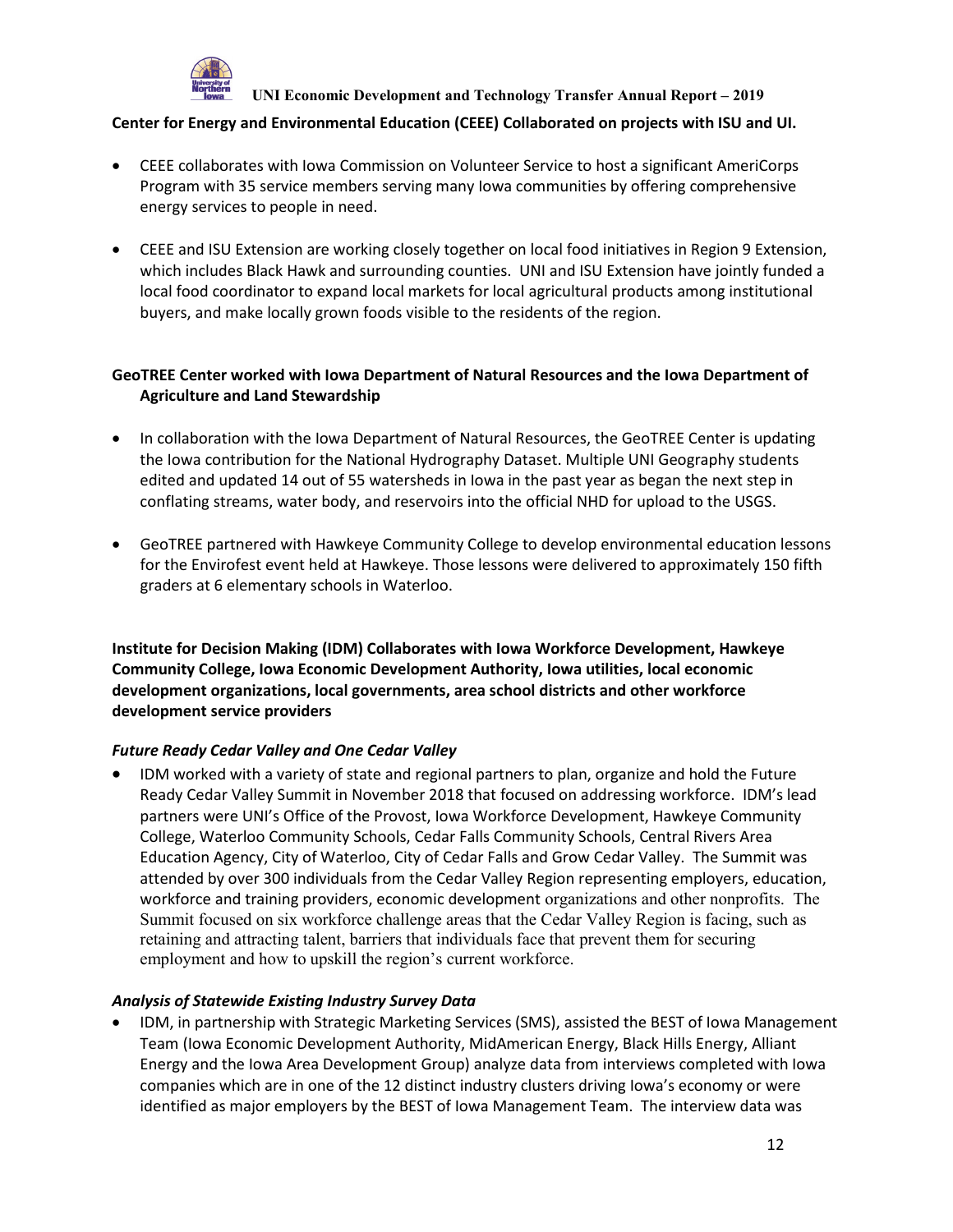**Center for Energy and Environmental Education (CEEE) Collaborated on projects with ISU and UI.**

- CEEE collaborates with Iowa Commission on Volunteer Service to host a significant AmeriCorps Program with 35 service members serving many Iowa communities by offering comprehensive energy services to people in need.

- CEEE and ISU Extension are working closely together on local food initiatives in Region 9 Extension, which includes Black Hawk and surrounding counties. UNI and ISU Extension have jointly funded a local food coordinator to expand local markets for local agricultural products among institutional buyers, and make locally grown foods visible to the residents of the region.

**GeoTREE Center worked with Iowa Department of Natural Resources and the Iowa Department of Agriculture and Land Stewardship**

- In collaboration with the Iowa Department of Natural Resources, the GeoTREE Center is updating the Iowa contribution for the National Hydrography Dataset. Multiple UNI Geography students edited and updated 14 out of 55 watersheds in Iowa in the past year as began the next step in conflating streams, water body, and reservoirs into the official NHD for upload to the USGS.

- GeoTREE partnered with Hawkeye Community College to develop environmental education lessons for the Envirofest event held at Hawkeye. Those lessons were delivered to approximately 150 fifth graders at 6 elementary schools in Waterloo.

**Institute for Decision Making (IDM) Collaborates with Iowa Workforce Development, Hawkeye Community College, Iowa Economic Development Authority, Iowa utilities, local economic development organizations, local governments, area school districts and other workforce development service providers**

***Future Ready Cedar Valley and One Cedar Valley***

- IDM worked with a variety of state and regional partners to plan, organize and hold the Future Ready Cedar Valley Summit in November 2018 that focused on addressing workforce. IDM's lead partners were UNI's Office of the Provost, Iowa Workforce Development, Hawkeye Community College, Waterloo Community Schools, Cedar Falls Community Schools, Central Rivers Area Education Agency, City of Waterloo, City of Cedar Falls and Grow Cedar Valley. The Summit was attended by over 300 individuals from the Cedar Valley Region representing employers, education, workforce and training providers, economic development organizations and other nonprofits. The Summit focused on six workforce challenge areas that the Cedar Valley Region is facing, such as retaining and attracting talent, barriers that individuals face that prevent them for securing employment and how to upskill the region's current workforce.

***Analysis of Statewide Existing Industry Survey Data***

- IDM, in partnership with Strategic Marketing Services (SMS), assisted the BEST of Iowa Management Team (Iowa Economic Development Authority, MidAmerican Energy, Black Hills Energy, Alliant Energy and the Iowa Area Development Group) analyze data from interviews completed with Iowa companies which are in one of the 12 distinct industry clusters driving Iowa's economy or were identified as major employers by the BEST of Iowa Management Team. The interview data was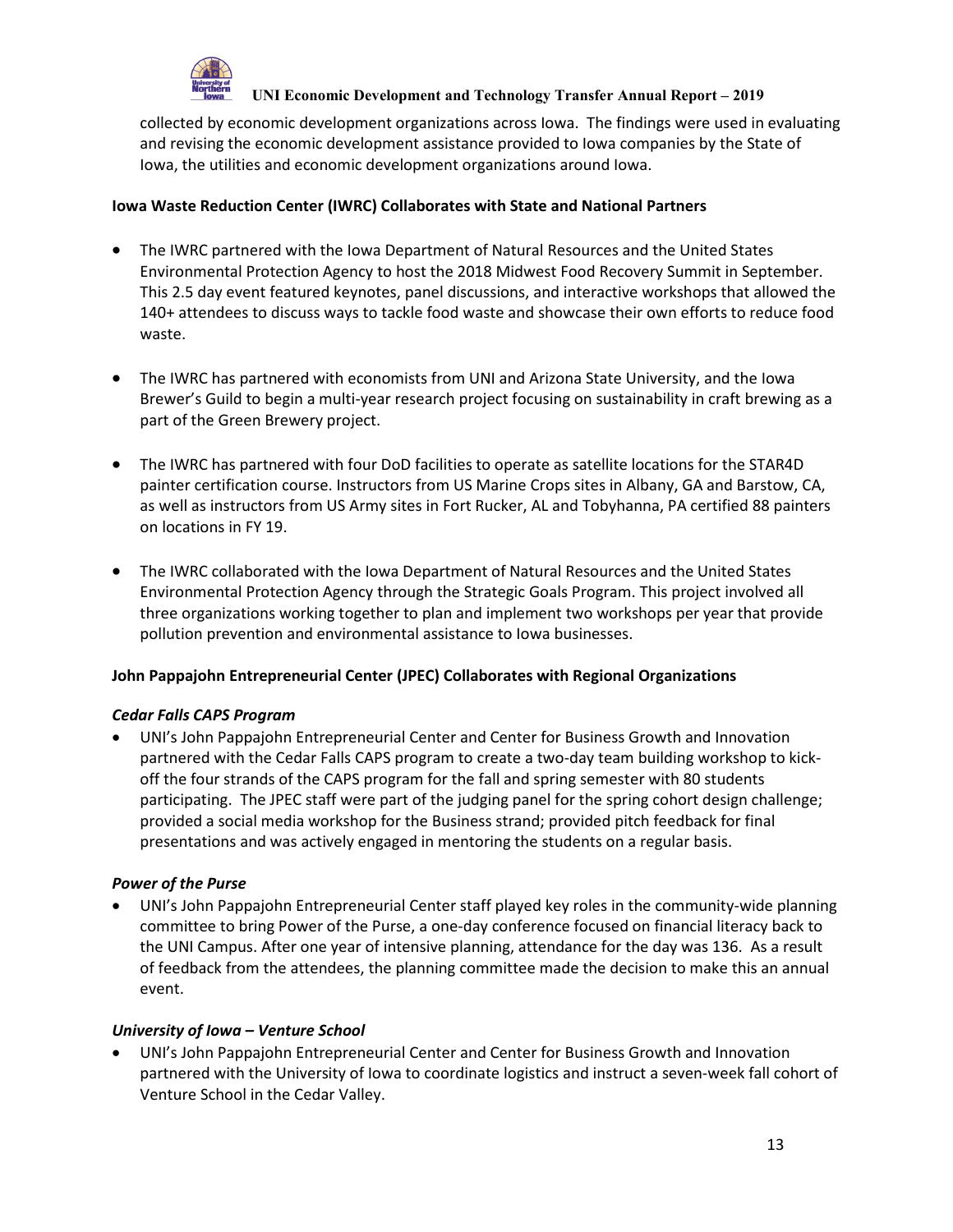collected by economic development organizations across Iowa. The findings were used in evaluating and revising the economic development assistance provided to Iowa companies by the State of Iowa, the utilities and economic development organizations around Iowa.

**Iowa Waste Reduction Center (IWRC) Collaborates with State and National Partners**

- The IWRC partnered with the Iowa Department of Natural Resources and the United States Environmental Protection Agency to host the 2018 Midwest Food Recovery Summit in September. This 2.5 day event featured keynotes, panel discussions, and interactive workshops that allowed the 140+ attendees to discuss ways to tackle food waste and showcase their own efforts to reduce food waste.

- The IWRC has partnered with economists from UNI and Arizona State University, and the Iowa Brewer's Guild to begin a multi-year research project focusing on sustainability in craft brewing as a part of the Green Brewery project.

- The IWRC has partnered with four DoD facilities to operate as satellite locations for the STAR4D painter certification course. Instructors from US Marine Crops sites in Albany, GA and Barstow, CA, as well as instructors from US Army sites in Fort Rucker, AL and Tobyhanna, PA certified 88 painters on locations in FY 19.

- The IWRC collaborated with the Iowa Department of Natural Resources and the United States Environmental Protection Agency through the Strategic Goals Program. This project involved all three organizations working together to plan and implement two workshops per year that provide pollution prevention and environmental assistance to Iowa businesses.

**John Pappajohn Entrepreneurial Center (JPEC) Collaborates with Regional Organizations**

***Cedar Falls CAPS Program***

- UNI's John Pappajohn Entrepreneurial Center and Center for Business Growth and Innovation partnered with the Cedar Falls CAPS program to create a two-day team building workshop to kick-off the four strands of the CAPS program for the fall and spring semester with 80 students participating. The JPEC staff were part of the judging panel for the spring cohort design challenge; provided a social media workshop for the Business strand; provided pitch feedback for final presentations and was actively engaged in mentoring the students on a regular basis.

***Power of the Purse***

- UNI's John Pappajohn Entrepreneurial Center staff played key roles in the community-wide planning committee to bring Power of the Purse, a one-day conference focused on financial literacy back to the UNI Campus. After one year of intensive planning, attendance for the day was 136. As a result of feedback from the attendees, the planning committee made the decision to make this an annual event.

***University of Iowa – Venture School***

- UNI's John Pappajohn Entrepreneurial Center and Center for Business Growth and Innovation partnered with the University of Iowa to coordinate logistics and instruct a seven-week fall cohort of Venture School in the Cedar Valley.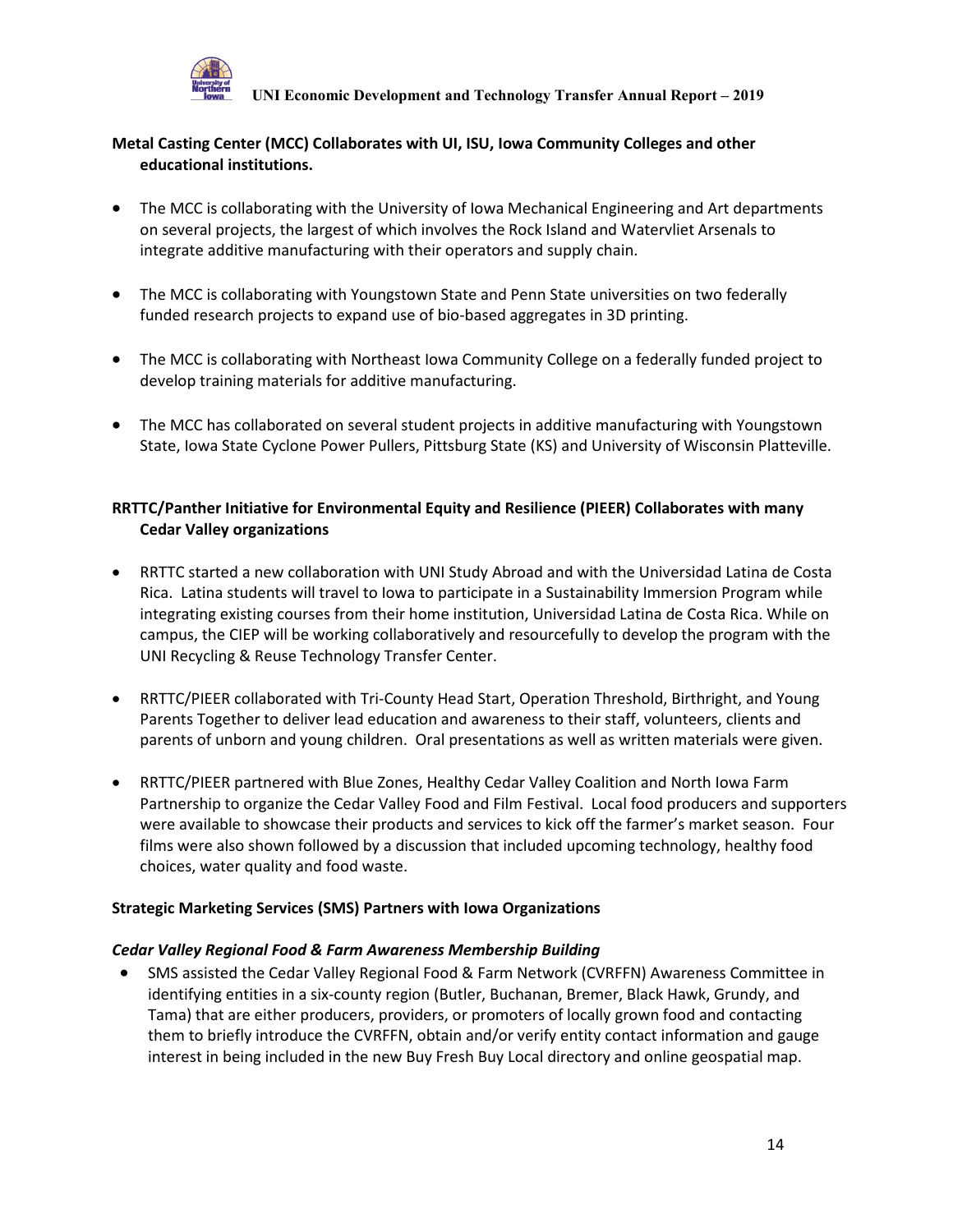**Metal Casting Center (MCC) Collaborates with UI, ISU, Iowa Community Colleges and other educational institutions.**

- The MCC is collaborating with the University of Iowa Mechanical Engineering and Art departments on several projects, the largest of which involves the Rock Island and Watervliet Arsenals to integrate additive manufacturing with their operators and supply chain.

- The MCC is collaborating with Youngstown State and Penn State universities on two federally funded research projects to expand use of bio-based aggregates in 3D printing.

- The MCC is collaborating with Northeast Iowa Community College on a federally funded project to develop training materials for additive manufacturing.

- The MCC has collaborated on several student projects in additive manufacturing with Youngstown State, Iowa State Cyclone Power Pullers, Pittsburg State (KS) and University of Wisconsin Platteville.

**RRTTC/Panther Initiative for Environmental Equity and Resilience (PIEER) Collaborates with many Cedar Valley organizations**

- RRTTC started a new collaboration with UNI Study Abroad and with the Universidad Latina de Costa Rica. Latina students will travel to Iowa to participate in a Sustainability Immersion Program while integrating existing courses from their home institution, Universidad Latina de Costa Rica. While on campus, the CIEP will be working collaboratively and resourcefully to develop the program with the UNI Recycling & Reuse Technology Transfer Center.

- RRTTC/PIEER collaborated with Tri-County Head Start, Operation Threshold, Birthright, and Young Parents Together to deliver lead education and awareness to their staff, volunteers, clients and parents of unborn and young children. Oral presentations as well as written materials were given.

- RRTTC/PIEER partnered with Blue Zones, Healthy Cedar Valley Coalition and North Iowa Farm Partnership to organize the Cedar Valley Food and Film Festival. Local food producers and supporters were available to showcase their products and services to kick off the farmer's market season. Four films were also shown followed by a discussion that included upcoming technology, healthy food choices, water quality and food waste.

**Strategic Marketing Services (SMS) Partners with Iowa Organizations**

***Cedar Valley Regional Food & Farm Awareness Membership Building***

- SMS assisted the Cedar Valley Regional Food & Farm Network (CVRFFN) Awareness Committee in identifying entities in a six-county region (Butler, Buchanan, Bremer, Black Hawk, Grundy, and Tama) that are either producers, providers, or promoters of locally grown food and contacting them to briefly introduce the CVRFFN, obtain and/or verify entity contact information and gauge interest in being included in the new Buy Fresh Buy Local directory and online geospatial map.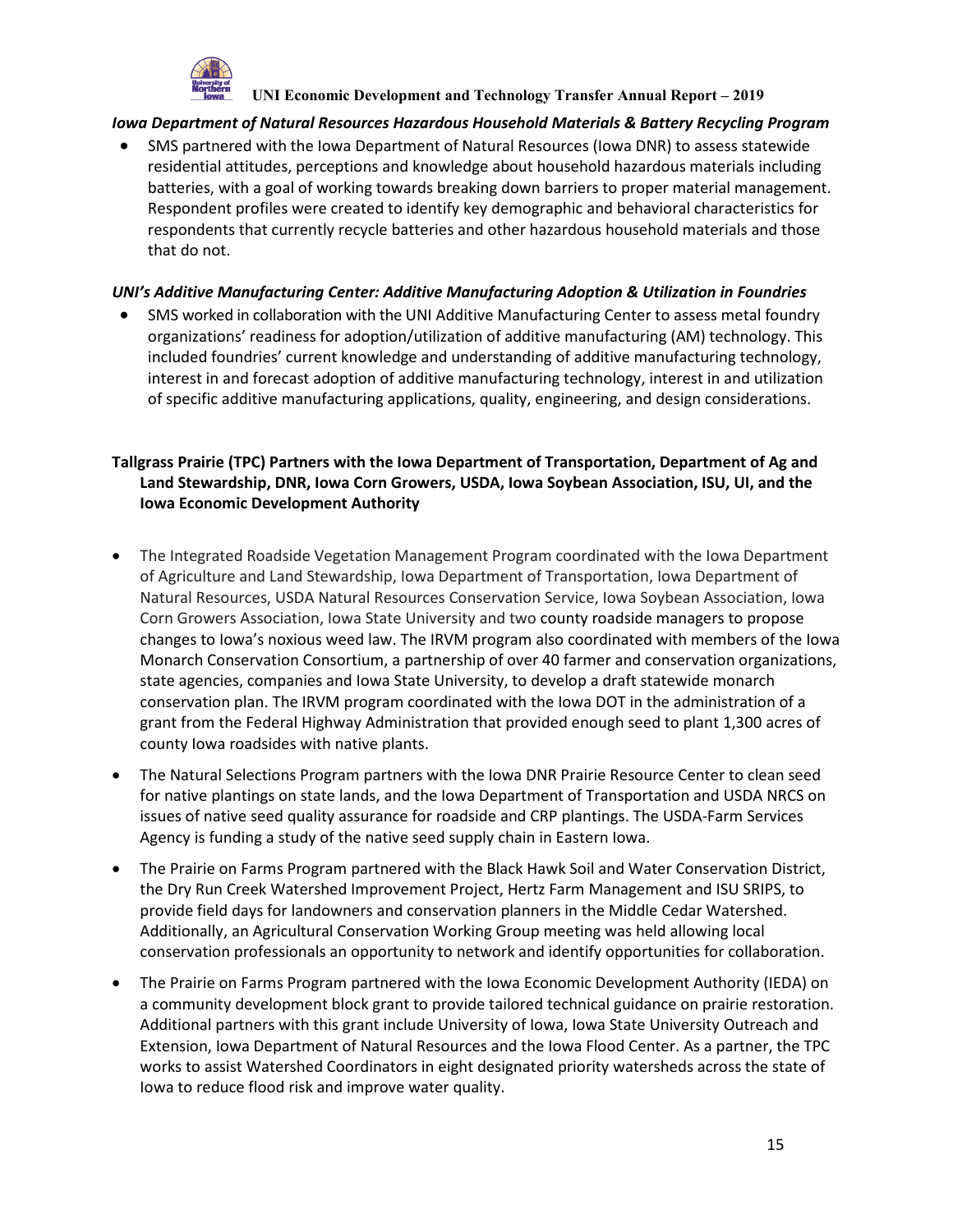***Iowa Department of Natural Resources Hazardous Household Materials & Battery Recycling Program***

- SMS partnered with the Iowa Department of Natural Resources (Iowa DNR) to assess statewide residential attitudes, perceptions and knowledge about household hazardous materials including batteries, with a goal of working towards breaking down barriers to proper material management. Respondent profiles were created to identify key demographic and behavioral characteristics for respondents that currently recycle batteries and other hazardous household materials and those that do not.

***UNI's Additive Manufacturing Center: Additive Manufacturing Adoption & Utilization in Foundries***

- SMS worked in collaboration with the UNI Additive Manufacturing Center to assess metal foundry organizations' readiness for adoption/utilization of additive manufacturing (AM) technology. This included foundries' current knowledge and understanding of additive manufacturing technology, interest in and forecast adoption of additive manufacturing technology, interest in and utilization of specific additive manufacturing applications, quality, engineering, and design considerations.

**Tallgrass Prairie (TPC) Partners with the Iowa Department of Transportation, Department of Ag and Land Stewardship, DNR, Iowa Corn Growers, USDA, Iowa Soybean Association, ISU, UI, and the Iowa Economic Development Authority**

- The Integrated Roadside Vegetation Management Program coordinated with the Iowa Department of Agriculture and Land Stewardship, Iowa Department of Transportation, Iowa Department of Natural Resources, USDA Natural Resources Conservation Service, Iowa Soybean Association, Iowa Corn Growers Association, Iowa State University and two county roadside managers to propose changes to Iowa's noxious weed law. The IRVM program also coordinated with members of the Iowa Monarch Conservation Consortium, a partnership of over 40 farmer and conservation organizations, state agencies, companies and Iowa State University, to develop a draft statewide monarch conservation plan. The IRVM program coordinated with the Iowa DOT in the administration of a grant from the Federal Highway Administration that provided enough seed to plant 1,300 acres of county Iowa roadsides with native plants.
- The Natural Selections Program partners with the Iowa DNR Prairie Resource Center to clean seed for native plantings on state lands, and the Iowa Department of Transportation and USDA NRCS on issues of native seed quality assurance for roadside and CRP plantings. The USDA-Farm Services Agency is funding a study of the native seed supply chain in Eastern Iowa.
- The Prairie on Farms Program partnered with the Black Hawk Soil and Water Conservation District, the Dry Run Creek Watershed Improvement Project, Hertz Farm Management and ISU SRIPS, to provide field days for landowners and conservation planners in the Middle Cedar Watershed. Additionally, an Agricultural Conservation Working Group meeting was held allowing local conservation professionals an opportunity to network and identify opportunities for collaboration.
- The Prairie on Farms Program partnered with the Iowa Economic Development Authority (IEDA) on a community development block grant to provide tailored technical guidance on prairie restoration. Additional partners with this grant include University of Iowa, Iowa State University Outreach and Extension, Iowa Department of Natural Resources and the Iowa Flood Center. As a partner, the TPC works to assist Watershed Coordinators in eight designated priority watersheds across the state of Iowa to reduce flood risk and improve water quality.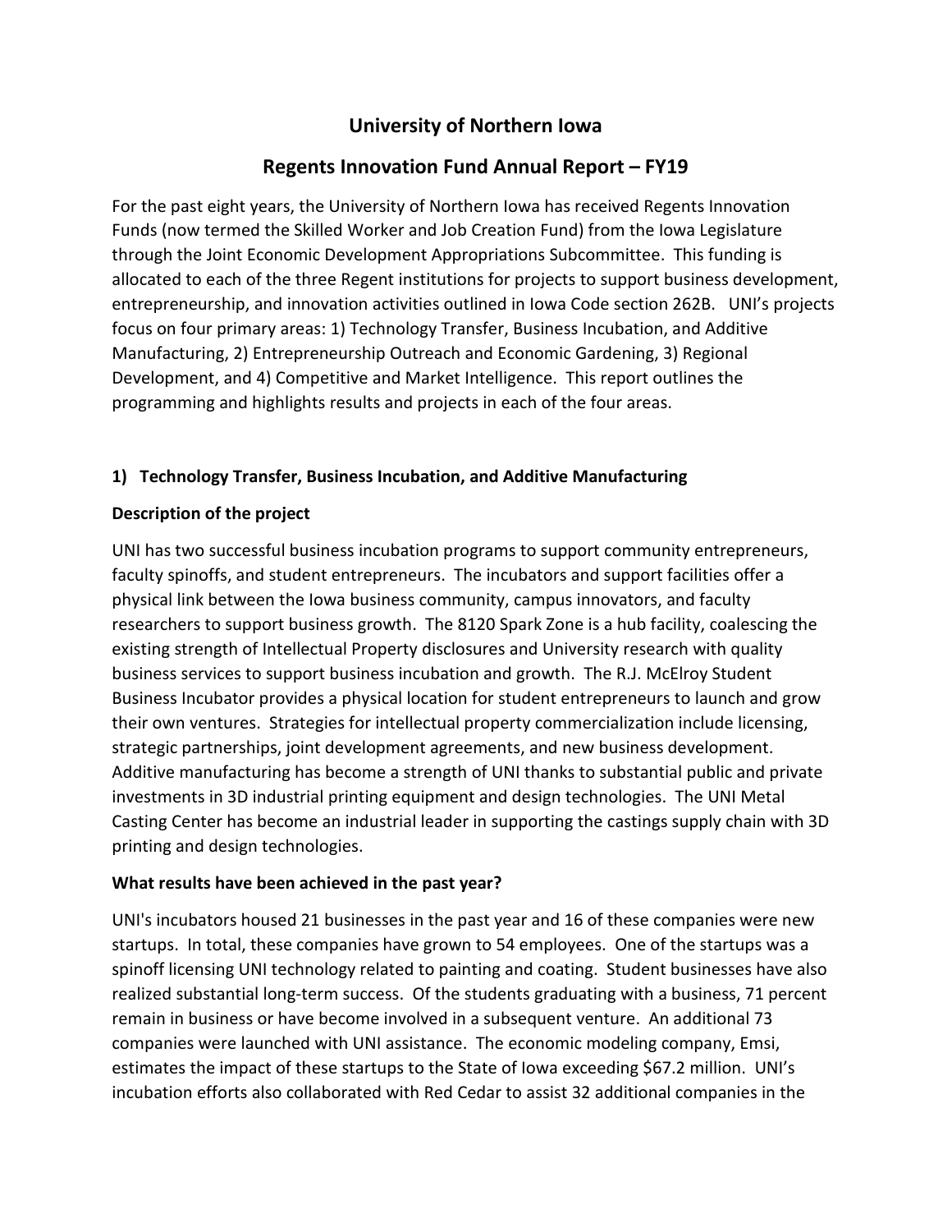# University of Northern Iowa

## Regents Innovation Fund Annual Report – FY19

For the past eight years, the University of Northern Iowa has received Regents Innovation Funds (now termed the Skilled Worker and Job Creation Fund) from the Iowa Legislature through the Joint Economic Development Appropriations Subcommittee. This funding is allocated to each of the three Regent institutions for projects to support business development, entrepreneurship, and innovation activities outlined in Iowa Code section 262B. UNI's projects focus on four primary areas: 1) Technology Transfer, Business Incubation, and Additive Manufacturing, 2) Entrepreneurship Outreach and Economic Gardening, 3) Regional Development, and 4) Competitive and Market Intelligence. This report outlines the programming and highlights results and projects in each of the four areas.

### 1) Technology Transfer, Business Incubation, and Additive Manufacturing

**Description of the project**

UNI has two successful business incubation programs to support community entrepreneurs, faculty spinoffs, and student entrepreneurs. The incubators and support facilities offer a physical link between the Iowa business community, campus innovators, and faculty researchers to support business growth. The 8120 Spark Zone is a hub facility, coalescing the existing strength of Intellectual Property disclosures and University research with quality business services to support business incubation and growth. The R.J. McElroy Student Business Incubator provides a physical location for student entrepreneurs to launch and grow their own ventures. Strategies for intellectual property commercialization include licensing, strategic partnerships, joint development agreements, and new business development. Additive manufacturing has become a strength of UNI thanks to substantial public and private investments in 3D industrial printing equipment and design technologies. The UNI Metal Casting Center has become an industrial leader in supporting the castings supply chain with 3D printing and design technologies.

**What results have been achieved in the past year?**

UNI's incubators housed 21 businesses in the past year and 16 of these companies were new startups. In total, these companies have grown to 54 employees. One of the startups was a spinoff licensing UNI technology related to painting and coating. Student businesses have also realized substantial long-term success. Of the students graduating with a business, 71 percent remain in business or have become involved in a subsequent venture. An additional 73 companies were launched with UNI assistance. The economic modeling company, Emsi, estimates the impact of these startups to the State of Iowa exceeding $67.2 million. UNI's incubation efforts also collaborated with Red Cedar to assist 32 additional companies in the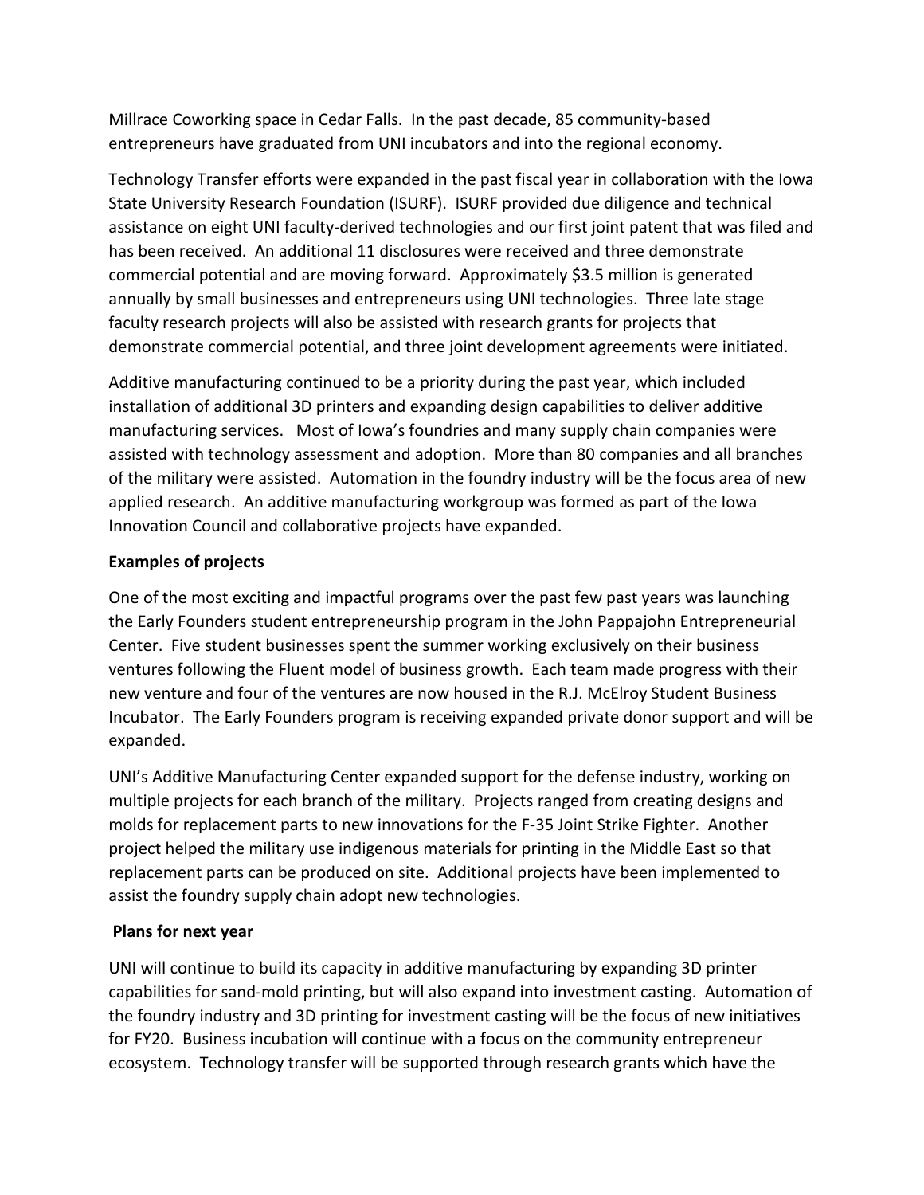Millrace Coworking space in Cedar Falls. In the past decade, 85 community-based entrepreneurs have graduated from UNI incubators and into the regional economy.

Technology Transfer efforts were expanded in the past fiscal year in collaboration with the Iowa State University Research Foundation (ISURF). ISURF provided due diligence and technical assistance on eight UNI faculty-derived technologies and our first joint patent that was filed and has been received. An additional 11 disclosures were received and three demonstrate commercial potential and are moving forward. Approximately $3.5 million is generated annually by small businesses and entrepreneurs using UNI technologies. Three late stage faculty research projects will also be assisted with research grants for projects that demonstrate commercial potential, and three joint development agreements were initiated.

Additive manufacturing continued to be a priority during the past year, which included installation of additional 3D printers and expanding design capabilities to deliver additive manufacturing services. Most of Iowa's foundries and many supply chain companies were assisted with technology assessment and adoption. More than 80 companies and all branches of the military were assisted. Automation in the foundry industry will be the focus area of new applied research. An additive manufacturing workgroup was formed as part of the Iowa Innovation Council and collaborative projects have expanded.

**Examples of projects**

One of the most exciting and impactful programs over the past few past years was launching the Early Founders student entrepreneurship program in the John Pappajohn Entrepreneurial Center. Five student businesses spent the summer working exclusively on their business ventures following the Fluent model of business growth. Each team made progress with their new venture and four of the ventures are now housed in the R.J. McElroy Student Business Incubator. The Early Founders program is receiving expanded private donor support and will be expanded.

UNI's Additive Manufacturing Center expanded support for the defense industry, working on multiple projects for each branch of the military. Projects ranged from creating designs and molds for replacement parts to new innovations for the F-35 Joint Strike Fighter. Another project helped the military use indigenous materials for printing in the Middle East so that replacement parts can be produced on site. Additional projects have been implemented to assist the foundry supply chain adopt new technologies.

**Plans for next year**

UNI will continue to build its capacity in additive manufacturing by expanding 3D printer capabilities for sand-mold printing, but will also expand into investment casting. Automation of the foundry industry and 3D printing for investment casting will be the focus of new initiatives for FY20. Business incubation will continue with a focus on the community entrepreneur ecosystem. Technology transfer will be supported through research grants which have the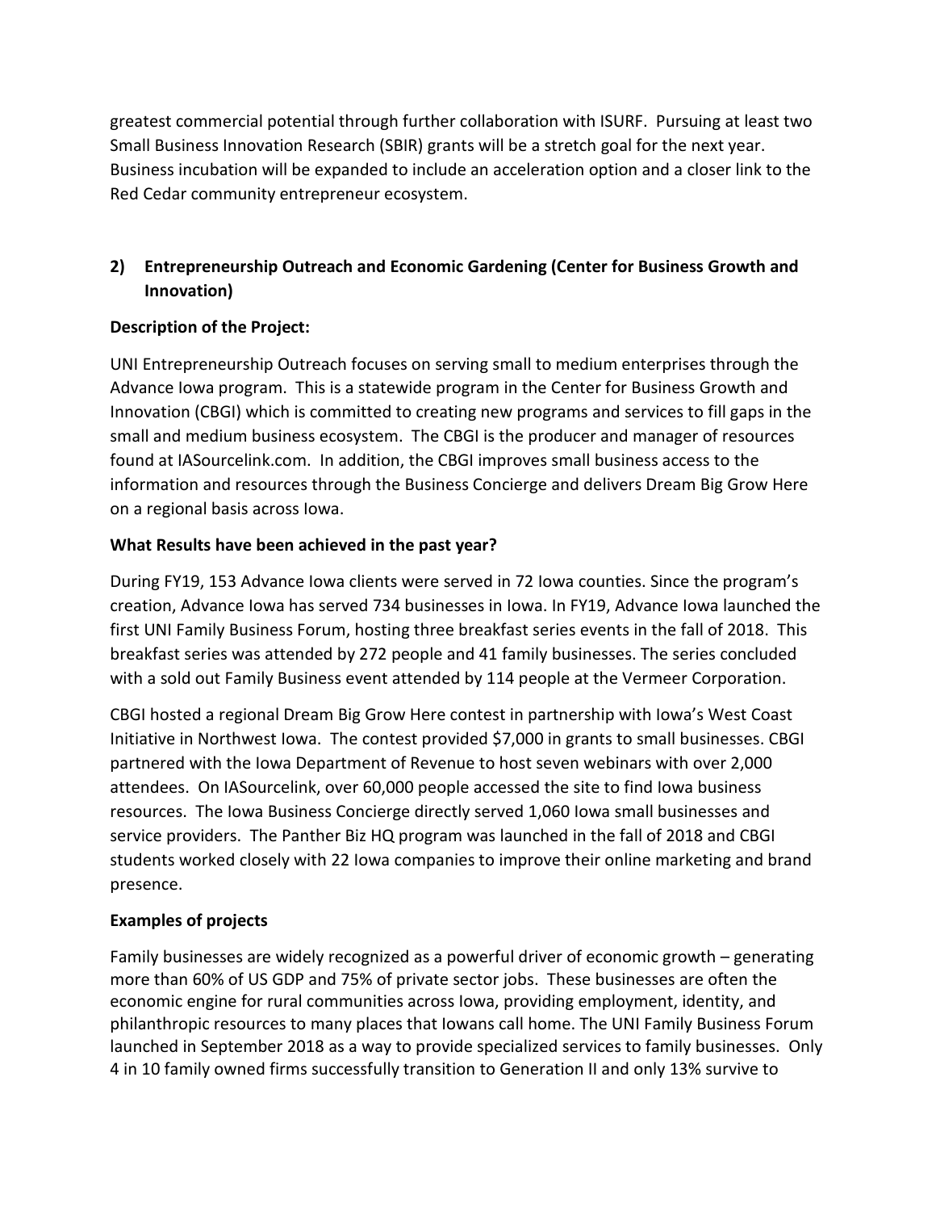greatest commercial potential through further collaboration with ISURF. Pursuing at least two Small Business Innovation Research (SBIR) grants will be a stretch goal for the next year. Business incubation will be expanded to include an acceleration option and a closer link to the Red Cedar community entrepreneur ecosystem.

## 2) Entrepreneurship Outreach and Economic Gardening (Center for Business Growth and Innovation)

**Description of the Project:**

UNI Entrepreneurship Outreach focuses on serving small to medium enterprises through the Advance Iowa program. This is a statewide program in the Center for Business Growth and Innovation (CBGI) which is committed to creating new programs and services to fill gaps in the small and medium business ecosystem. The CBGI is the producer and manager of resources found at IASourcelink.com. In addition, the CBGI improves small business access to the information and resources through the Business Concierge and delivers Dream Big Grow Here on a regional basis across Iowa.

**What Results have been achieved in the past year?**

During FY19, 153 Advance Iowa clients were served in 72 Iowa counties. Since the program's creation, Advance Iowa has served 734 businesses in Iowa. In FY19, Advance Iowa launched the first UNI Family Business Forum, hosting three breakfast series events in the fall of 2018. This breakfast series was attended by 272 people and 41 family businesses. The series concluded with a sold out Family Business event attended by 114 people at the Vermeer Corporation.

CBGI hosted a regional Dream Big Grow Here contest in partnership with Iowa's West Coast Initiative in Northwest Iowa. The contest provided $7,000 in grants to small businesses. CBGI partnered with the Iowa Department of Revenue to host seven webinars with over 2,000 attendees. On IASourcelink, over 60,000 people accessed the site to find Iowa business resources. The Iowa Business Concierge directly served 1,060 Iowa small businesses and service providers. The Panther Biz HQ program was launched in the fall of 2018 and CBGI students worked closely with 22 Iowa companies to improve their online marketing and brand presence.

**Examples of projects**

Family businesses are widely recognized as a powerful driver of economic growth – generating more than 60% of US GDP and 75% of private sector jobs. These businesses are often the economic engine for rural communities across Iowa, providing employment, identity, and philanthropic resources to many places that Iowans call home. The UNI Family Business Forum launched in September 2018 as a way to provide specialized services to family businesses. Only 4 in 10 family owned firms successfully transition to Generation II and only 13% survive to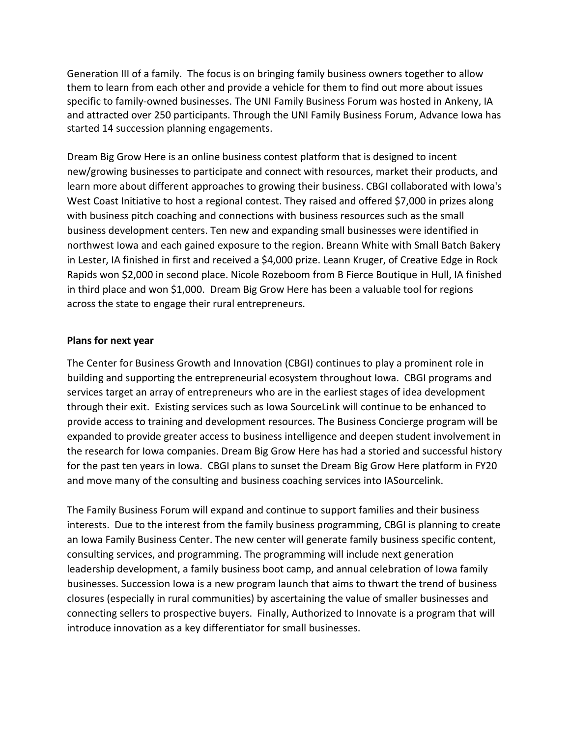Generation III of a family. The focus is on bringing family business owners together to allow them to learn from each other and provide a vehicle for them to find out more about issues specific to family-owned businesses. The UNI Family Business Forum was hosted in Ankeny, IA and attracted over 250 participants. Through the UNI Family Business Forum, Advance Iowa has started 14 succession planning engagements.

Dream Big Grow Here is an online business contest platform that is designed to incent new/growing businesses to participate and connect with resources, market their products, and learn more about different approaches to growing their business. CBGI collaborated with Iowa's West Coast Initiative to host a regional contest. They raised and offered $7,000 in prizes along with business pitch coaching and connections with business resources such as the small business development centers. Ten new and expanding small businesses were identified in northwest Iowa and each gained exposure to the region. Breann White with Small Batch Bakery in Lester, IA finished in first and received a $4,000 prize. Leann Kruger, of Creative Edge in Rock Rapids won $2,000 in second place. Nicole Rozeboom from B Fierce Boutique in Hull, IA finished in third place and won $1,000. Dream Big Grow Here has been a valuable tool for regions across the state to engage their rural entrepreneurs.

**Plans for next year**

The Center for Business Growth and Innovation (CBGI) continues to play a prominent role in building and supporting the entrepreneurial ecosystem throughout Iowa. CBGI programs and services target an array of entrepreneurs who are in the earliest stages of idea development through their exit. Existing services such as Iowa SourceLink will continue to be enhanced to provide access to training and development resources. The Business Concierge program will be expanded to provide greater access to business intelligence and deepen student involvement in the research for Iowa companies. Dream Big Grow Here has had a storied and successful history for the past ten years in Iowa. CBGI plans to sunset the Dream Big Grow Here platform in FY20 and move many of the consulting and business coaching services into IASourcelink.

The Family Business Forum will expand and continue to support families and their business interests. Due to the interest from the family business programming, CBGI is planning to create an Iowa Family Business Center. The new center will generate family business specific content, consulting services, and programming. The programming will include next generation leadership development, a family business boot camp, and annual celebration of Iowa family businesses. Succession Iowa is a new program launch that aims to thwart the trend of business closures (especially in rural communities) by ascertaining the value of smaller businesses and connecting sellers to prospective buyers. Finally, Authorized to Innovate is a program that will introduce innovation as a key differentiator for small businesses.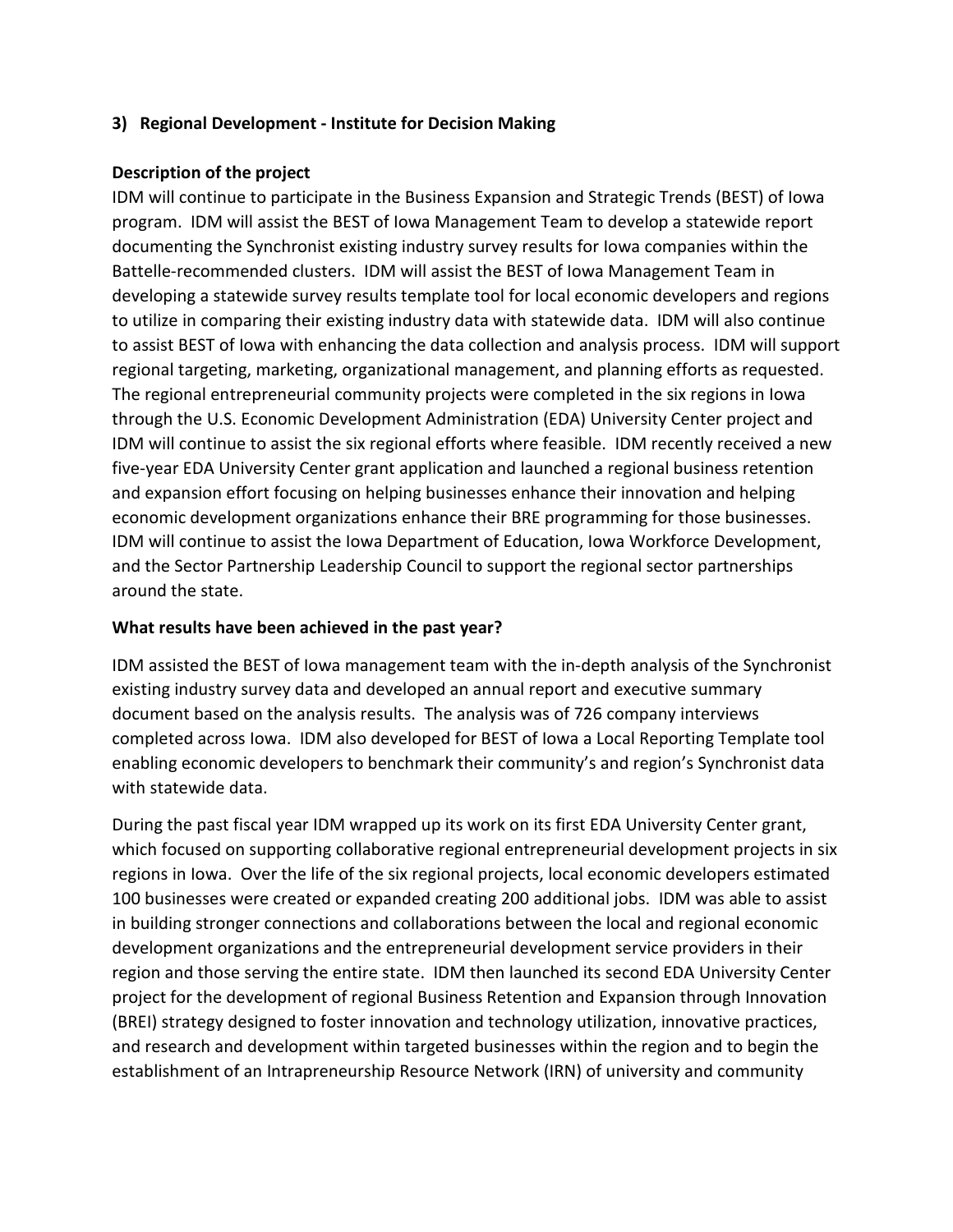### 3) Regional Development - Institute for Decision Making

**Description of the project**

IDM will continue to participate in the Business Expansion and Strategic Trends (BEST) of Iowa program. IDM will assist the BEST of Iowa Management Team to develop a statewide report documenting the Synchronist existing industry survey results for Iowa companies within the Battelle-recommended clusters. IDM will assist the BEST of Iowa Management Team in developing a statewide survey results template tool for local economic developers and regions to utilize in comparing their existing industry data with statewide data. IDM will also continue to assist BEST of Iowa with enhancing the data collection and analysis process. IDM will support regional targeting, marketing, organizational management, and planning efforts as requested. The regional entrepreneurial community projects were completed in the six regions in Iowa through the U.S. Economic Development Administration (EDA) University Center project and IDM will continue to assist the six regional efforts where feasible. IDM recently received a new five-year EDA University Center grant application and launched a regional business retention and expansion effort focusing on helping businesses enhance their innovation and helping economic development organizations enhance their BRE programming for those businesses. IDM will continue to assist the Iowa Department of Education, Iowa Workforce Development, and the Sector Partnership Leadership Council to support the regional sector partnerships around the state.

**What results have been achieved in the past year?**

IDM assisted the BEST of Iowa management team with the in-depth analysis of the Synchronist existing industry survey data and developed an annual report and executive summary document based on the analysis results. The analysis was of 726 company interviews completed across Iowa. IDM also developed for BEST of Iowa a Local Reporting Template tool enabling economic developers to benchmark their community's and region's Synchronist data with statewide data.

During the past fiscal year IDM wrapped up its work on its first EDA University Center grant, which focused on supporting collaborative regional entrepreneurial development projects in six regions in Iowa. Over the life of the six regional projects, local economic developers estimated 100 businesses were created or expanded creating 200 additional jobs. IDM was able to assist in building stronger connections and collaborations between the local and regional economic development organizations and the entrepreneurial development service providers in their region and those serving the entire state. IDM then launched its second EDA University Center project for the development of regional Business Retention and Expansion through Innovation (BREI) strategy designed to foster innovation and technology utilization, innovative practices, and research and development within targeted businesses within the region and to begin the establishment of an Intrapreneurship Resource Network (IRN) of university and community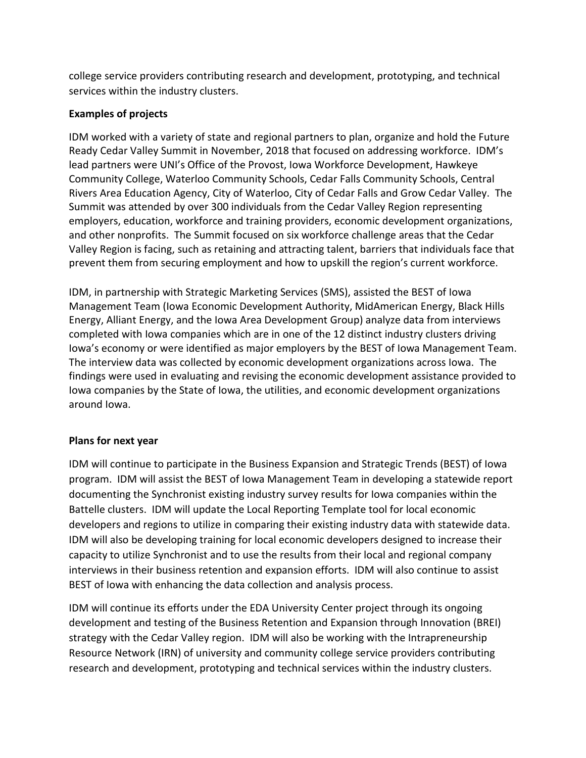college service providers contributing research and development, prototyping, and technical services within the industry clusters.

**Examples of projects**

IDM worked with a variety of state and regional partners to plan, organize and hold the Future Ready Cedar Valley Summit in November, 2018 that focused on addressing workforce. IDM's lead partners were UNI's Office of the Provost, Iowa Workforce Development, Hawkeye Community College, Waterloo Community Schools, Cedar Falls Community Schools, Central Rivers Area Education Agency, City of Waterloo, City of Cedar Falls and Grow Cedar Valley. The Summit was attended by over 300 individuals from the Cedar Valley Region representing employers, education, workforce and training providers, economic development organizations, and other nonprofits. The Summit focused on six workforce challenge areas that the Cedar Valley Region is facing, such as retaining and attracting talent, barriers that individuals face that prevent them from securing employment and how to upskill the region's current workforce.

IDM, in partnership with Strategic Marketing Services (SMS), assisted the BEST of Iowa Management Team (Iowa Economic Development Authority, MidAmerican Energy, Black Hills Energy, Alliant Energy, and the Iowa Area Development Group) analyze data from interviews completed with Iowa companies which are in one of the 12 distinct industry clusters driving Iowa's economy or were identified as major employers by the BEST of Iowa Management Team. The interview data was collected by economic development organizations across Iowa. The findings were used in evaluating and revising the economic development assistance provided to Iowa companies by the State of Iowa, the utilities, and economic development organizations around Iowa.

**Plans for next year**

IDM will continue to participate in the Business Expansion and Strategic Trends (BEST) of Iowa program. IDM will assist the BEST of Iowa Management Team in developing a statewide report documenting the Synchronist existing industry survey results for Iowa companies within the Battelle clusters. IDM will update the Local Reporting Template tool for local economic developers and regions to utilize in comparing their existing industry data with statewide data. IDM will also be developing training for local economic developers designed to increase their capacity to utilize Synchronist and to use the results from their local and regional company interviews in their business retention and expansion efforts. IDM will also continue to assist BEST of Iowa with enhancing the data collection and analysis process.

IDM will continue its efforts under the EDA University Center project through its ongoing development and testing of the Business Retention and Expansion through Innovation (BREI) strategy with the Cedar Valley region. IDM will also be working with the Intrapreneurship Resource Network (IRN) of university and community college service providers contributing research and development, prototyping and technical services within the industry clusters.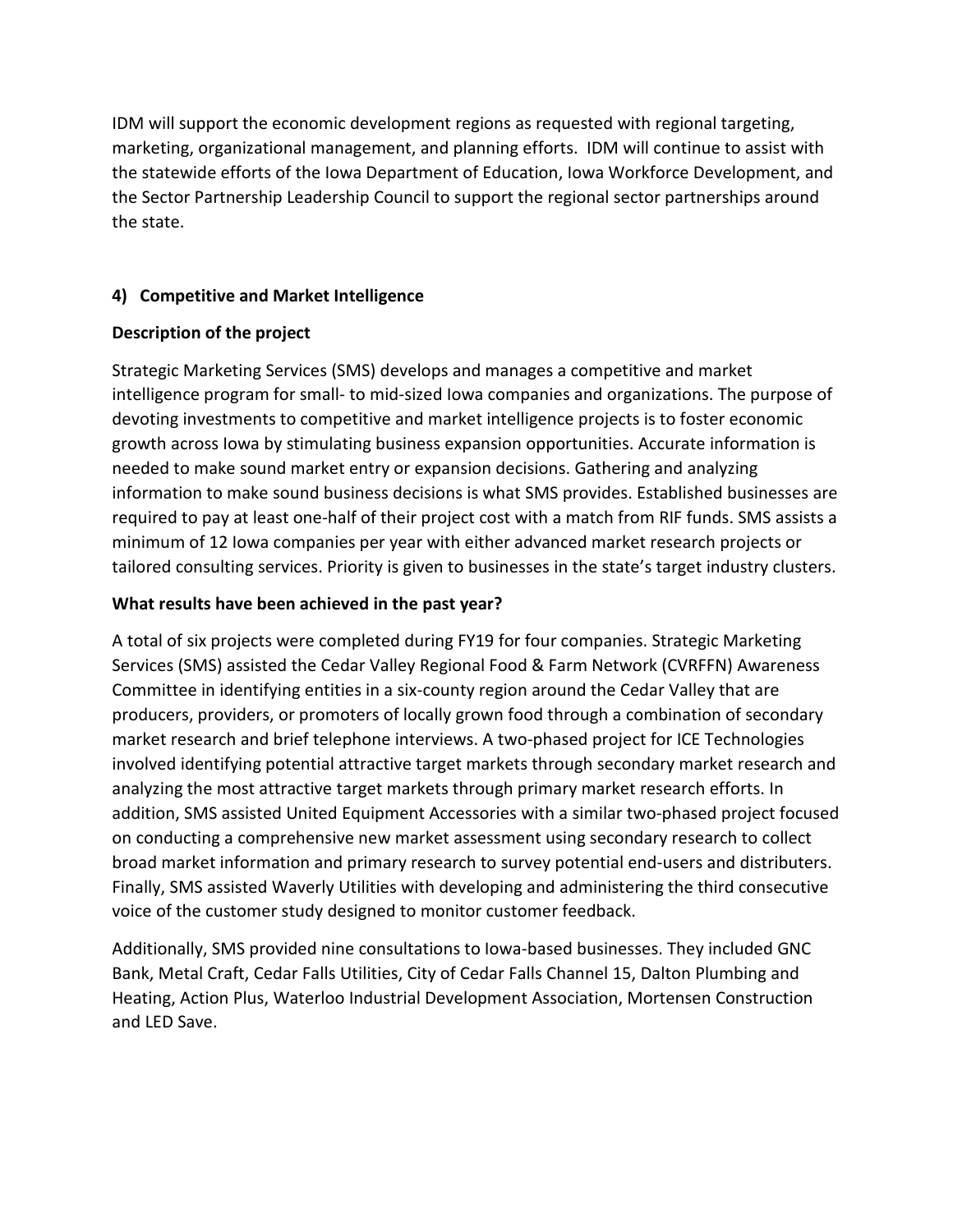IDM will support the economic development regions as requested with regional targeting, marketing, organizational management, and planning efforts. IDM will continue to assist with the statewide efforts of the Iowa Department of Education, Iowa Workforce Development, and the Sector Partnership Leadership Council to support the regional sector partnerships around the state.

## 4) Competitive and Market Intelligence

**Description of the project**

Strategic Marketing Services (SMS) develops and manages a competitive and market intelligence program for small- to mid-sized Iowa companies and organizations. The purpose of devoting investments to competitive and market intelligence projects is to foster economic growth across Iowa by stimulating business expansion opportunities. Accurate information is needed to make sound market entry or expansion decisions. Gathering and analyzing information to make sound business decisions is what SMS provides. Established businesses are required to pay at least one-half of their project cost with a match from RIF funds. SMS assists a minimum of 12 Iowa companies per year with either advanced market research projects or tailored consulting services. Priority is given to businesses in the state's target industry clusters.

**What results have been achieved in the past year?**

A total of six projects were completed during FY19 for four companies. Strategic Marketing Services (SMS) assisted the Cedar Valley Regional Food & Farm Network (CVRFFN) Awareness Committee in identifying entities in a six-county region around the Cedar Valley that are producers, providers, or promoters of locally grown food through a combination of secondary market research and brief telephone interviews. A two-phased project for ICE Technologies involved identifying potential attractive target markets through secondary market research and analyzing the most attractive target markets through primary market research efforts. In addition, SMS assisted United Equipment Accessories with a similar two-phased project focused on conducting a comprehensive new market assessment using secondary research to collect broad market information and primary research to survey potential end-users and distributers. Finally, SMS assisted Waverly Utilities with developing and administering the third consecutive voice of the customer study designed to monitor customer feedback.

Additionally, SMS provided nine consultations to Iowa-based businesses. They included GNC Bank, Metal Craft, Cedar Falls Utilities, City of Cedar Falls Channel 15, Dalton Plumbing and Heating, Action Plus, Waterloo Industrial Development Association, Mortensen Construction and LED Save.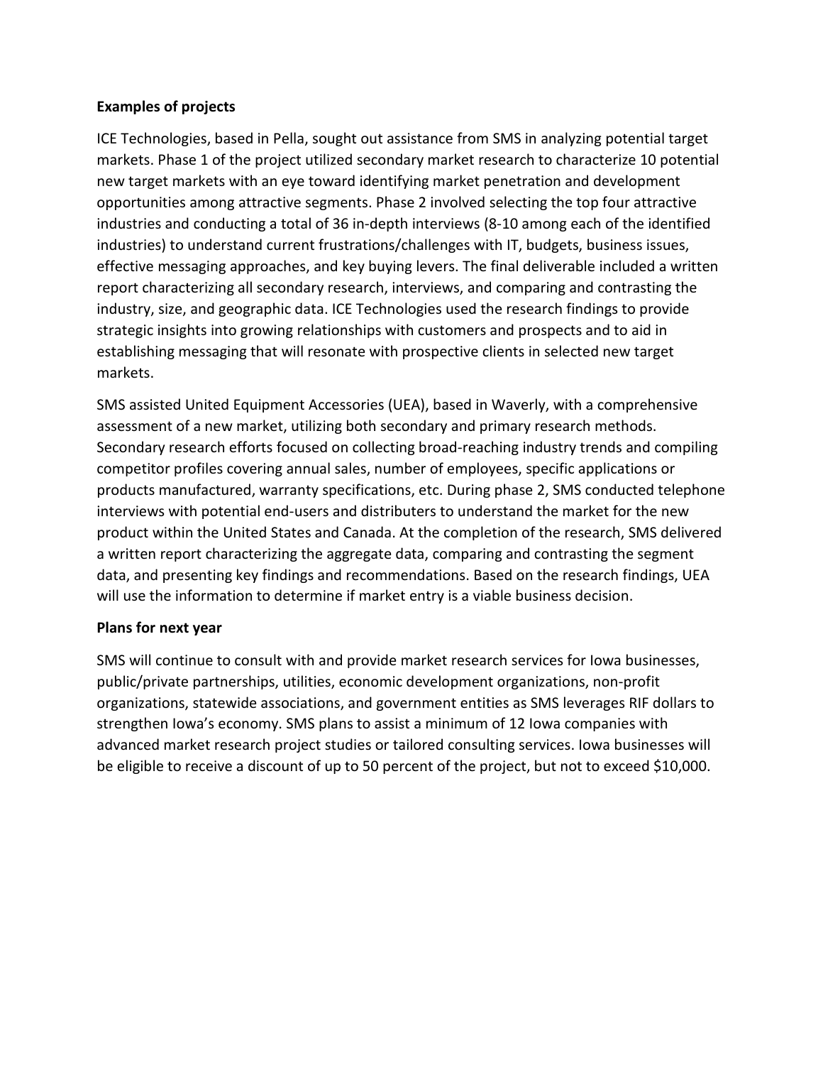**Examples of projects**

ICE Technologies, based in Pella, sought out assistance from SMS in analyzing potential target markets. Phase 1 of the project utilized secondary market research to characterize 10 potential new target markets with an eye toward identifying market penetration and development opportunities among attractive segments. Phase 2 involved selecting the top four attractive industries and conducting a total of 36 in-depth interviews (8-10 among each of the identified industries) to understand current frustrations/challenges with IT, budgets, business issues, effective messaging approaches, and key buying levers. The final deliverable included a written report characterizing all secondary research, interviews, and comparing and contrasting the industry, size, and geographic data. ICE Technologies used the research findings to provide strategic insights into growing relationships with customers and prospects and to aid in establishing messaging that will resonate with prospective clients in selected new target markets.

SMS assisted United Equipment Accessories (UEA), based in Waverly, with a comprehensive assessment of a new market, utilizing both secondary and primary research methods. Secondary research efforts focused on collecting broad-reaching industry trends and compiling competitor profiles covering annual sales, number of employees, specific applications or products manufactured, warranty specifications, etc. During phase 2, SMS conducted telephone interviews with potential end-users and distributers to understand the market for the new product within the United States and Canada. At the completion of the research, SMS delivered a written report characterizing the aggregate data, comparing and contrasting the segment data, and presenting key findings and recommendations. Based on the research findings, UEA will use the information to determine if market entry is a viable business decision.

**Plans for next year**

SMS will continue to consult with and provide market research services for Iowa businesses, public/private partnerships, utilities, economic development organizations, non-profit organizations, statewide associations, and government entities as SMS leverages RIF dollars to strengthen Iowa's economy. SMS plans to assist a minimum of 12 Iowa companies with advanced market research project studies or tailored consulting services. Iowa businesses will be eligible to receive a discount of up to 50 percent of the project, but not to exceed $10,000.